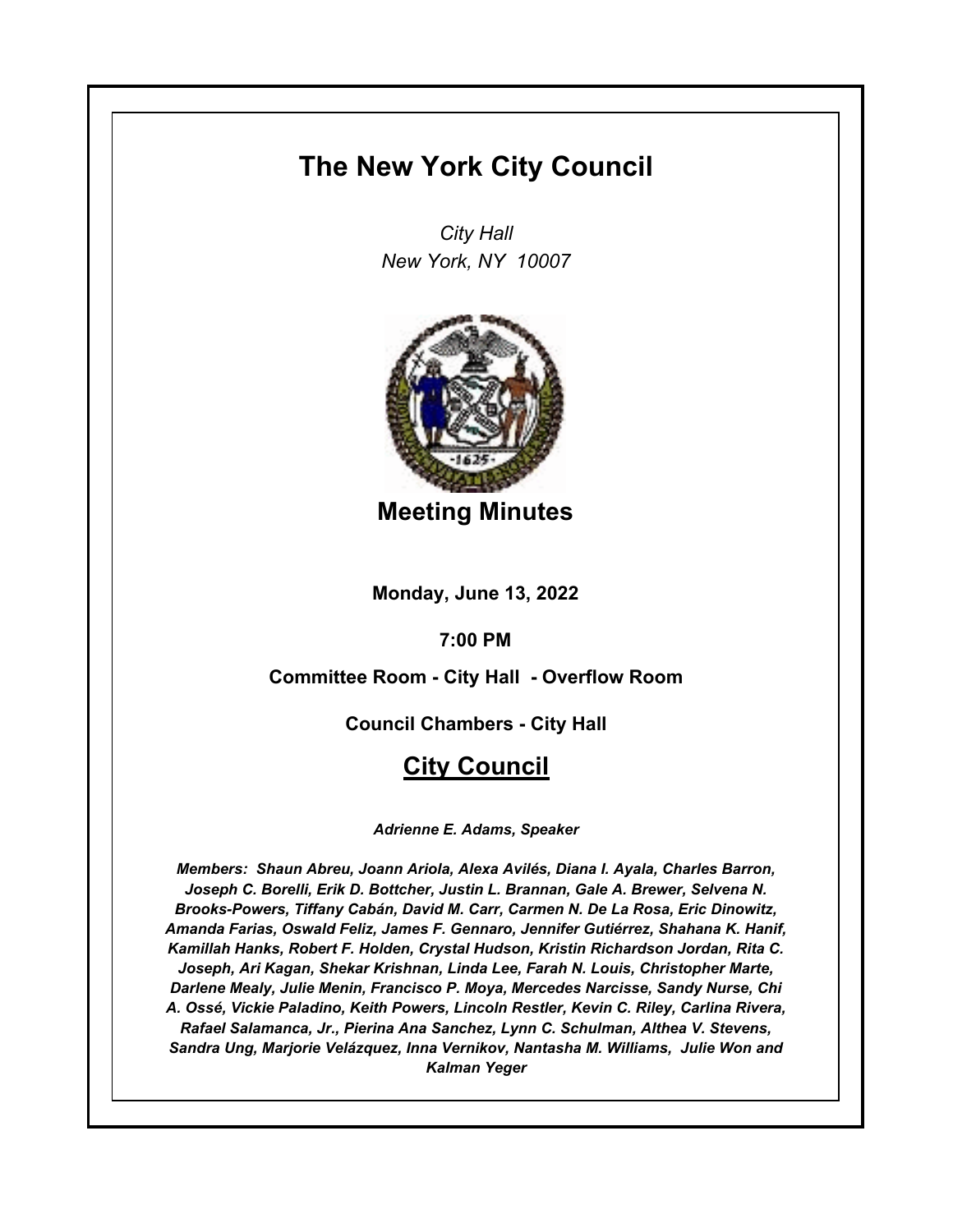# The New York City Council

*City Hall*
*New York, NY 10007*

## Meeting Minutes

**Monday, June 13, 2022**

**7:00 PM**

**Committee Room - City Hall - Overflow Room**

**Council Chambers - City Hall**

## City Council

*Adrienne E. Adams, Speaker*

*Members: Shaun Abreu, Joann Ariola, Alexa Avilés, Diana I. Ayala, Charles Barron, Joseph C. Borelli, Erik D. Bottcher, Justin L. Brannan, Gale A. Brewer, Selvena N. Brooks-Powers, Tiffany Cabán, David M. Carr, Carmen N. De La Rosa, Eric Dinowitz, Amanda Farias, Oswald Feliz, James F. Gennaro, Jennifer Gutiérrez, Shahana K. Hanif, Kamillah Hanks, Robert F. Holden, Crystal Hudson, Kristin Richardson Jordan, Rita C. Joseph, Ari Kagan, Shekar Krishnan, Linda Lee, Farah N. Louis, Christopher Marte, Darlene Mealy, Julie Menin, Francisco P. Moya, Mercedes Narcisse, Sandy Nurse, Chi A. Ossé, Vickie Paladino, Keith Powers, Lincoln Restler, Kevin C. Riley, Carlina Rivera, Rafael Salamanca, Jr., Pierina Ana Sanchez, Lynn C. Schulman, Althea V. Stevens, Sandra Ung, Marjorie Velázquez, Inna Vernikov, Nantasha M. Williams, Julie Won and Kalman Yeger*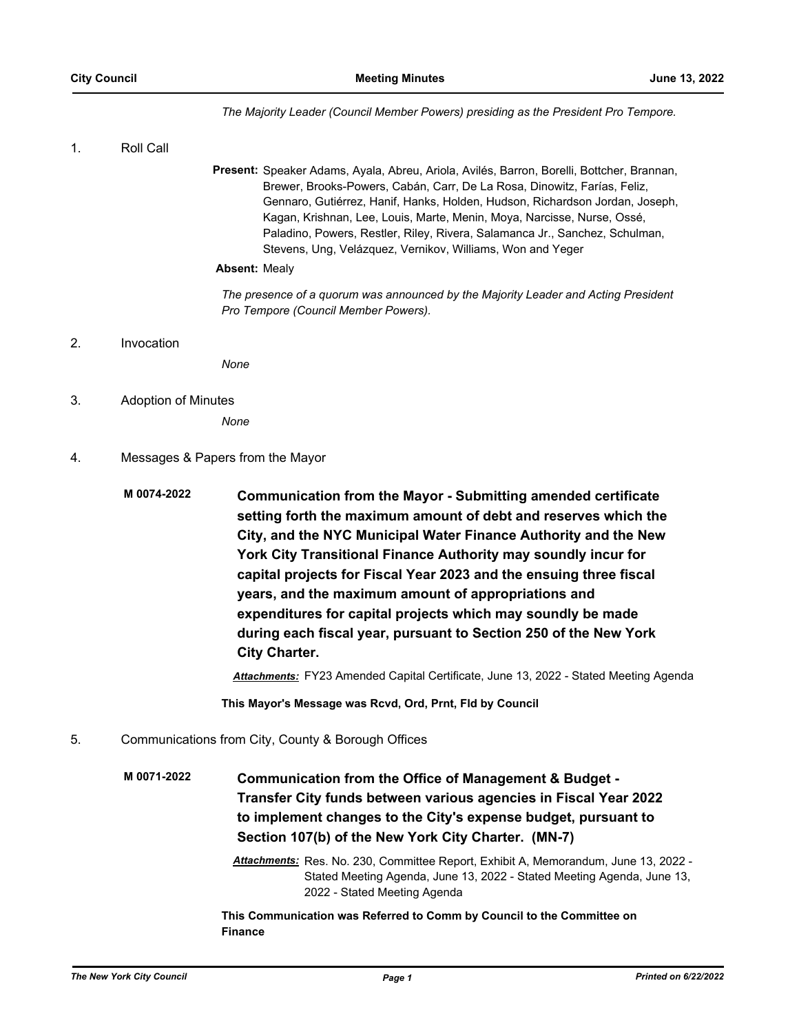*The Majority Leader (Council Member Powers) presiding as the President Pro Tempore.*

1. Roll Call

**Present:** Speaker Adams, Ayala, Abreu, Ariola, Avilés, Barron, Borelli, Bottcher, Brannan, Brewer, Brooks-Powers, Cabán, Carr, De La Rosa, Dinowitz, Farías, Feliz, Gennaro, Gutiérrez, Hanif, Hanks, Holden, Hudson, Richardson Jordan, Joseph, Kagan, Krishnan, Lee, Louis, Marte, Menin, Moya, Narcisse, Nurse, Ossé, Paladino, Powers, Restler, Riley, Rivera, Salamanca Jr., Sanchez, Schulman, Stevens, Ung, Velázquez, Vernikov, Williams, Won and Yeger

**Absent:** Mealy

*The presence of a quorum was announced by the Majority Leader and Acting President Pro Tempore (Council Member Powers).*

2. Invocation

*None*

3. Adoption of Minutes

*None*

4. Messages & Papers from the Mayor

**M 0074-2022** **Communication from the Mayor - Submitting amended certificate setting forth the maximum amount of debt and reserves which the City, and the NYC Municipal Water Finance Authority and the New York City Transitional Finance Authority may soundly incur for capital projects for Fiscal Year 2023 and the ensuing three fiscal years, and the maximum amount of appropriations and expenditures for capital projects which may soundly be made during each fiscal year, pursuant to Section 250 of the New York City Charter.**

***Attachments:*** FY23 Amended Capital Certificate, June 13, 2022 - Stated Meeting Agenda

**This Mayor's Message was Rcvd, Ord, Prnt, Fld by Council**

5. Communications from City, County & Borough Offices

**M 0071-2022** **Communication from the Office of Management & Budget - Transfer City funds between various agencies in Fiscal Year 2022 to implement changes to the City's expense budget, pursuant to Section 107(b) of the New York City Charter. (MN-7)**

***Attachments:*** Res. No. 230, Committee Report, Exhibit A, Memorandum, June 13, 2022 - Stated Meeting Agenda, June 13, 2022 - Stated Meeting Agenda, June 13, 2022 - Stated Meeting Agenda

**This Communication was Referred to Comm by Council to the Committee on Finance**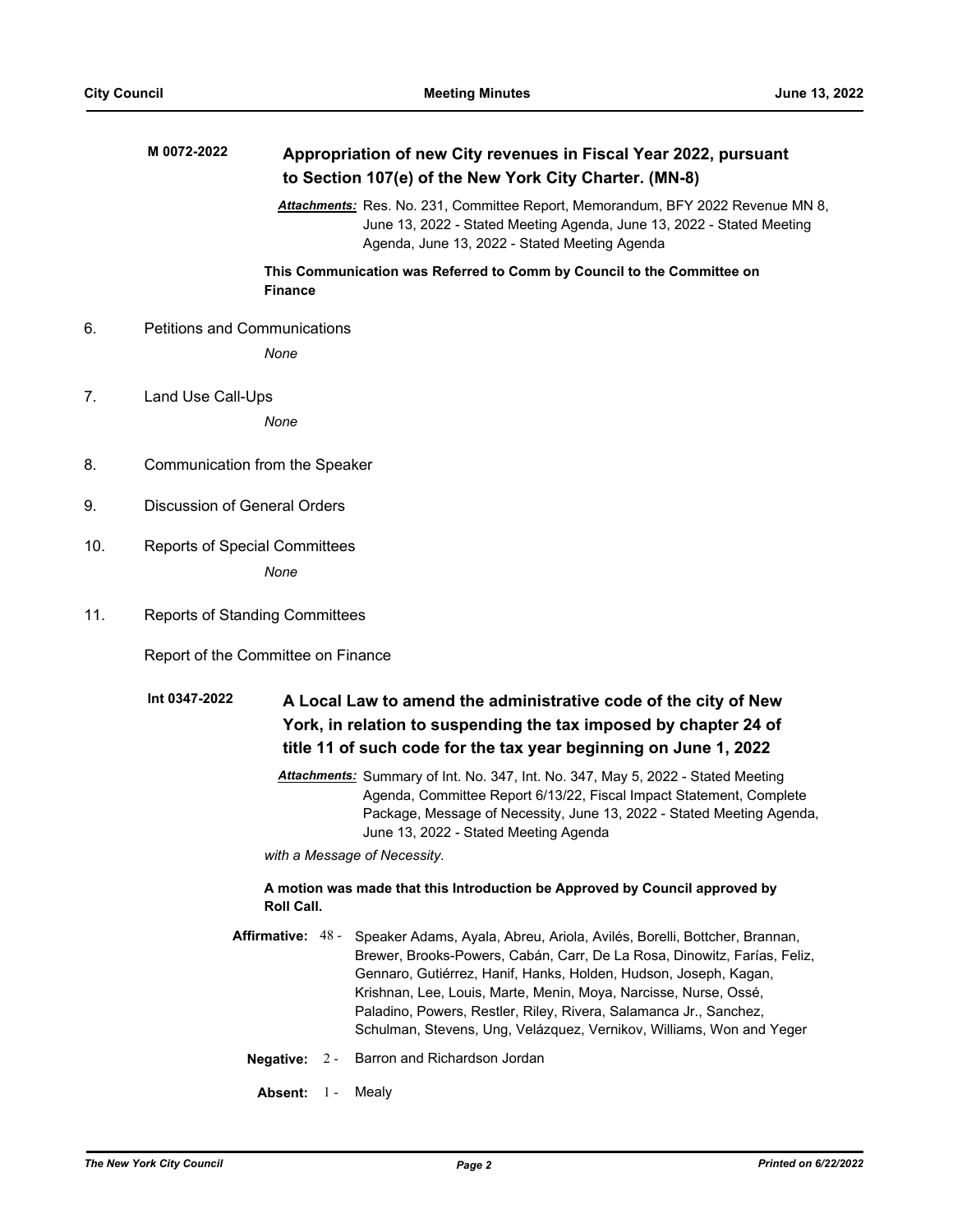**M 0072-2022** **Appropriation of new City revenues in Fiscal Year 2022, pursuant to Section 107(e) of the New York City Charter. (MN-8)**

***Attachments:*** Res. No. 231, Committee Report, Memorandum, BFY 2022 Revenue MN 8, June 13, 2022 - Stated Meeting Agenda, June 13, 2022 - Stated Meeting Agenda, June 13, 2022 - Stated Meeting Agenda

**This Communication was Referred to Comm by Council to the Committee on Finance**

6. Petitions and Communications

*None*

7. Land Use Call-Ups

*None*

8. Communication from the Speaker

9. Discussion of General Orders

10. Reports of Special Committees

*None*

11. Reports of Standing Committees

Report of the Committee on Finance

**Int 0347-2022** **A Local Law to amend the administrative code of the city of New York, in relation to suspending the tax imposed by chapter 24 of title 11 of such code for the tax year beginning on June 1, 2022**

***Attachments:*** Summary of Int. No. 347, Int. No. 347, May 5, 2022 - Stated Meeting Agenda, Committee Report 6/13/22, Fiscal Impact Statement, Complete Package, Message of Necessity, June 13, 2022 - Stated Meeting Agenda, June 13, 2022 - Stated Meeting Agenda

*with a Message of Necessity.*

**A motion was made that this Introduction be Approved by Council approved by Roll Call.**

**Affirmative:** 48 - Speaker Adams, Ayala, Abreu, Ariola, Avilés, Borelli, Bottcher, Brannan, Brewer, Brooks-Powers, Cabán, Carr, De La Rosa, Dinowitz, Farías, Feliz, Gennaro, Gutiérrez, Hanif, Hanks, Holden, Hudson, Joseph, Kagan, Krishnan, Lee, Louis, Marte, Menin, Moya, Narcisse, Nurse, Ossé, Paladino, Powers, Restler, Riley, Rivera, Salamanca Jr., Sanchez, Schulman, Stevens, Ung, Velázquez, Vernikov, Williams, Won and Yeger

**Negative:** 2 - Barron and Richardson Jordan

**Absent:** 1 - Mealy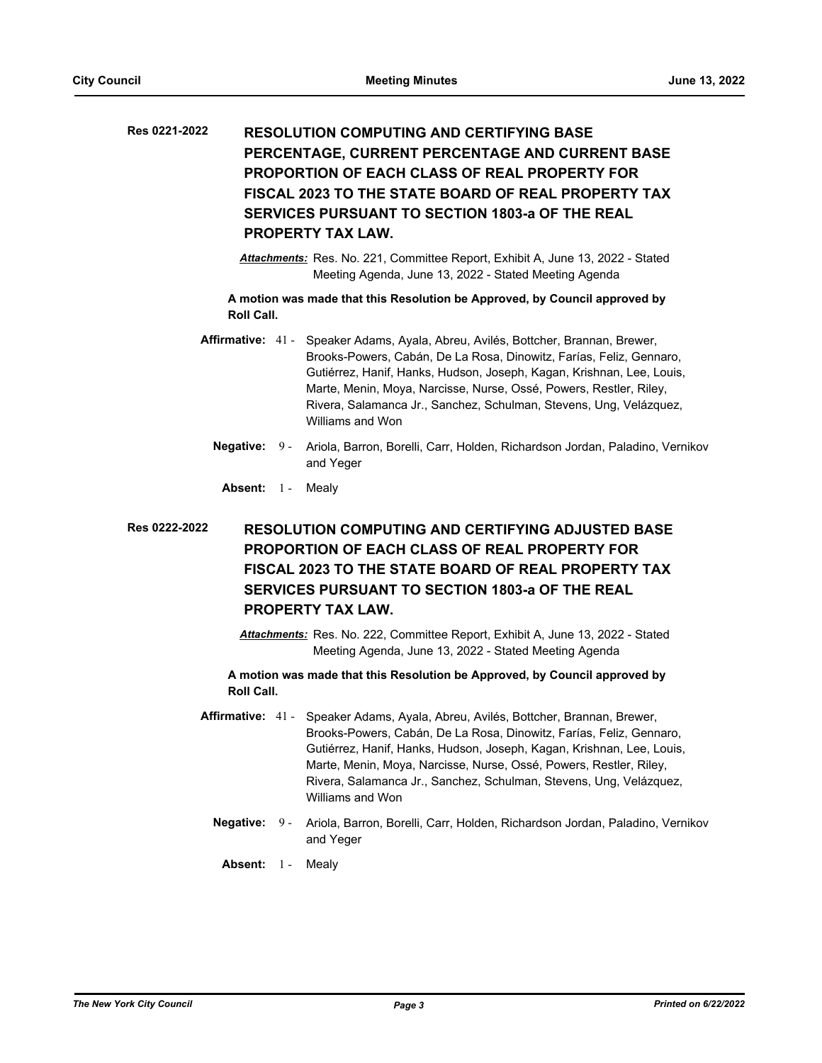**Res 0221-2022** **RESOLUTION COMPUTING AND CERTIFYING BASE PERCENTAGE, CURRENT PERCENTAGE AND CURRENT BASE PROPORTION OF EACH CLASS OF REAL PROPERTY FOR FISCAL 2023 TO THE STATE BOARD OF REAL PROPERTY TAX SERVICES PURSUANT TO SECTION 1803-a OF THE REAL PROPERTY TAX LAW.**

***Attachments:*** Res. No. 221, Committee Report, Exhibit A, June 13, 2022 - Stated Meeting Agenda, June 13, 2022 - Stated Meeting Agenda

**A motion was made that this Resolution be Approved, by Council approved by Roll Call.**

**Affirmative:** 41 - Speaker Adams, Ayala, Abreu, Avilés, Bottcher, Brannan, Brewer, Brooks-Powers, Cabán, De La Rosa, Dinowitz, Farías, Feliz, Gennaro, Gutiérrez, Hanif, Hanks, Hudson, Joseph, Kagan, Krishnan, Lee, Louis, Marte, Menin, Moya, Narcisse, Nurse, Ossé, Powers, Restler, Riley, Rivera, Salamanca Jr., Sanchez, Schulman, Stevens, Ung, Velázquez, Williams and Won

**Negative:** 9 - Ariola, Barron, Borelli, Carr, Holden, Richardson Jordan, Paladino, Vernikov and Yeger

**Absent:** 1 - Mealy

**Res 0222-2022** **RESOLUTION COMPUTING AND CERTIFYING ADJUSTED BASE PROPORTION OF EACH CLASS OF REAL PROPERTY FOR FISCAL 2023 TO THE STATE BOARD OF REAL PROPERTY TAX SERVICES PURSUANT TO SECTION 1803-a OF THE REAL PROPERTY TAX LAW.**

***Attachments:*** Res. No. 222, Committee Report, Exhibit A, June 13, 2022 - Stated Meeting Agenda, June 13, 2022 - Stated Meeting Agenda

**A motion was made that this Resolution be Approved, by Council approved by Roll Call.**

**Affirmative:** 41 - Speaker Adams, Ayala, Abreu, Avilés, Bottcher, Brannan, Brewer, Brooks-Powers, Cabán, De La Rosa, Dinowitz, Farías, Feliz, Gennaro, Gutiérrez, Hanif, Hanks, Hudson, Joseph, Kagan, Krishnan, Lee, Louis, Marte, Menin, Moya, Narcisse, Nurse, Ossé, Powers, Restler, Riley, Rivera, Salamanca Jr., Sanchez, Schulman, Stevens, Ung, Velázquez, Williams and Won

**Negative:** 9 - Ariola, Barron, Borelli, Carr, Holden, Richardson Jordan, Paladino, Vernikov and Yeger

**Absent:** 1 - Mealy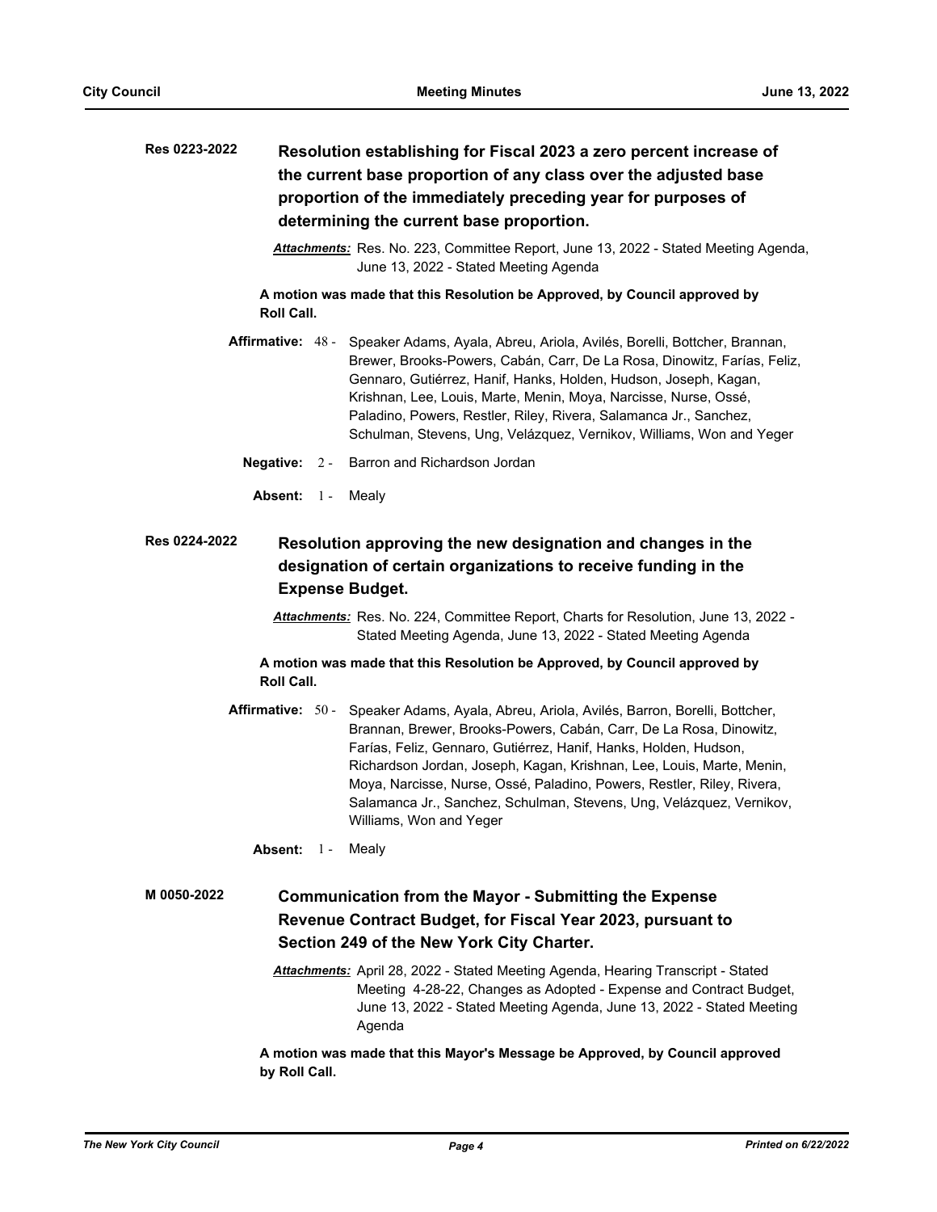**Res 0223-2022** **Resolution establishing for Fiscal 2023 a zero percent increase of the current base proportion of any class over the adjusted base proportion of the immediately preceding year for purposes of determining the current base proportion.**

***Attachments:*** Res. No. 223, Committee Report, June 13, 2022 - Stated Meeting Agenda, June 13, 2022 - Stated Meeting Agenda

**A motion was made that this Resolution be Approved, by Council approved by Roll Call.**

**Affirmative:** 48 - Speaker Adams, Ayala, Abreu, Ariola, Avilés, Borelli, Bottcher, Brannan, Brewer, Brooks-Powers, Cabán, Carr, De La Rosa, Dinowitz, Farías, Feliz, Gennaro, Gutiérrez, Hanif, Hanks, Holden, Hudson, Joseph, Kagan, Krishnan, Lee, Louis, Marte, Menin, Moya, Narcisse, Nurse, Ossé, Paladino, Powers, Restler, Riley, Rivera, Salamanca Jr., Sanchez, Schulman, Stevens, Ung, Velázquez, Vernikov, Williams, Won and Yeger

**Negative:** 2 - Barron and Richardson Jordan

**Absent:** 1 - Mealy

**Res 0224-2022** **Resolution approving the new designation and changes in the designation of certain organizations to receive funding in the Expense Budget.**

***Attachments:*** Res. No. 224, Committee Report, Charts for Resolution, June 13, 2022 - Stated Meeting Agenda, June 13, 2022 - Stated Meeting Agenda

**A motion was made that this Resolution be Approved, by Council approved by Roll Call.**

**Affirmative:** 50 - Speaker Adams, Ayala, Abreu, Ariola, Avilés, Barron, Borelli, Bottcher, Brannan, Brewer, Brooks-Powers, Cabán, Carr, De La Rosa, Dinowitz, Farías, Feliz, Gennaro, Gutiérrez, Hanif, Hanks, Holden, Hudson, Richardson Jordan, Joseph, Kagan, Krishnan, Lee, Louis, Marte, Menin, Moya, Narcisse, Nurse, Ossé, Paladino, Powers, Restler, Riley, Rivera, Salamanca Jr., Sanchez, Schulman, Stevens, Ung, Velázquez, Vernikov, Williams, Won and Yeger

**Absent:** 1 - Mealy

**M 0050-2022** **Communication from the Mayor - Submitting the Expense Revenue Contract Budget, for Fiscal Year 2023, pursuant to Section 249 of the New York City Charter.**

***Attachments:*** April 28, 2022 - Stated Meeting Agenda, Hearing Transcript - Stated Meeting 4-28-22, Changes as Adopted - Expense and Contract Budget, June 13, 2022 - Stated Meeting Agenda, June 13, 2022 - Stated Meeting Agenda

**A motion was made that this Mayor's Message be Approved, by Council approved by Roll Call.**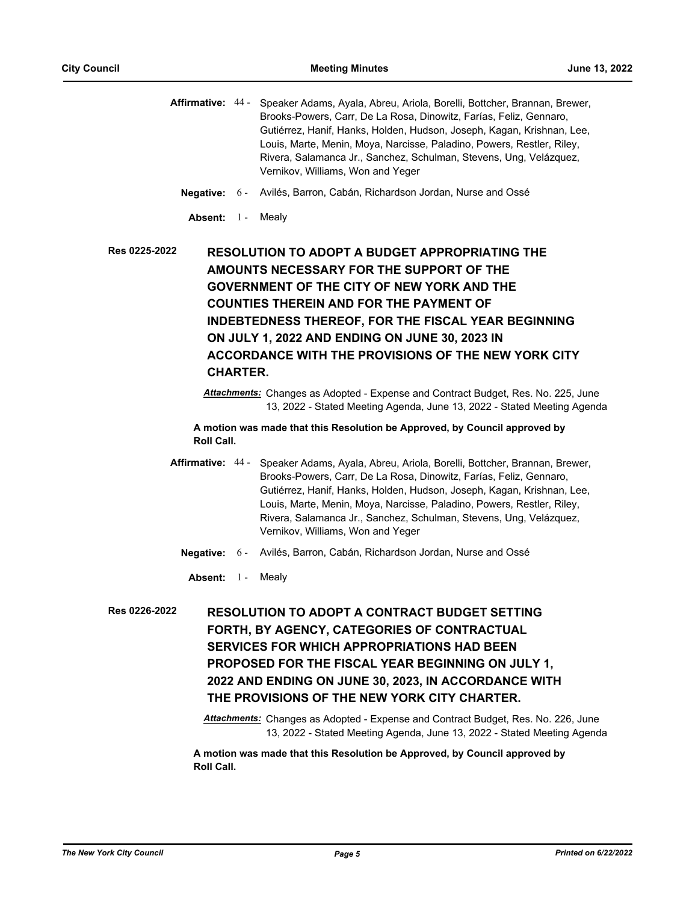**Affirmative:** 44 - Speaker Adams, Ayala, Abreu, Ariola, Borelli, Bottcher, Brannan, Brewer, Brooks-Powers, Carr, De La Rosa, Dinowitz, Farías, Feliz, Gennaro, Gutiérrez, Hanif, Hanks, Holden, Hudson, Joseph, Kagan, Krishnan, Lee, Louis, Marte, Menin, Moya, Narcisse, Paladino, Powers, Restler, Riley, Rivera, Salamanca Jr., Sanchez, Schulman, Stevens, Ung, Velázquez, Vernikov, Williams, Won and Yeger

**Negative:** 6 - Avilés, Barron, Cabán, Richardson Jordan, Nurse and Ossé

**Absent:** 1 - Mealy

**Res 0225-2022** **RESOLUTION TO ADOPT A BUDGET APPROPRIATING THE AMOUNTS NECESSARY FOR THE SUPPORT OF THE GOVERNMENT OF THE CITY OF NEW YORK AND THE COUNTIES THEREIN AND FOR THE PAYMENT OF INDEBTEDNESS THEREOF, FOR THE FISCAL YEAR BEGINNING ON JULY 1, 2022 AND ENDING ON JUNE 30, 2023 IN ACCORDANCE WITH THE PROVISIONS OF THE NEW YORK CITY CHARTER.**

***Attachments:*** Changes as Adopted - Expense and Contract Budget, Res. No. 225, June 13, 2022 - Stated Meeting Agenda, June 13, 2022 - Stated Meeting Agenda

**A motion was made that this Resolution be Approved, by Council approved by Roll Call.**

**Affirmative:** 44 - Speaker Adams, Ayala, Abreu, Ariola, Borelli, Bottcher, Brannan, Brewer, Brooks-Powers, Carr, De La Rosa, Dinowitz, Farías, Feliz, Gennaro, Gutiérrez, Hanif, Hanks, Holden, Hudson, Joseph, Kagan, Krishnan, Lee, Louis, Marte, Menin, Moya, Narcisse, Paladino, Powers, Restler, Riley, Rivera, Salamanca Jr., Sanchez, Schulman, Stevens, Ung, Velázquez, Vernikov, Williams, Won and Yeger

**Negative:** 6 - Avilés, Barron, Cabán, Richardson Jordan, Nurse and Ossé

**Absent:** 1 - Mealy

**Res 0226-2022** **RESOLUTION TO ADOPT A CONTRACT BUDGET SETTING FORTH, BY AGENCY, CATEGORIES OF CONTRACTUAL SERVICES FOR WHICH APPROPRIATIONS HAD BEEN PROPOSED FOR THE FISCAL YEAR BEGINNING ON JULY 1, 2022 AND ENDING ON JUNE 30, 2023, IN ACCORDANCE WITH THE PROVISIONS OF THE NEW YORK CITY CHARTER.**

***Attachments:*** Changes as Adopted - Expense and Contract Budget, Res. No. 226, June 13, 2022 - Stated Meeting Agenda, June 13, 2022 - Stated Meeting Agenda

**A motion was made that this Resolution be Approved, by Council approved by Roll Call.**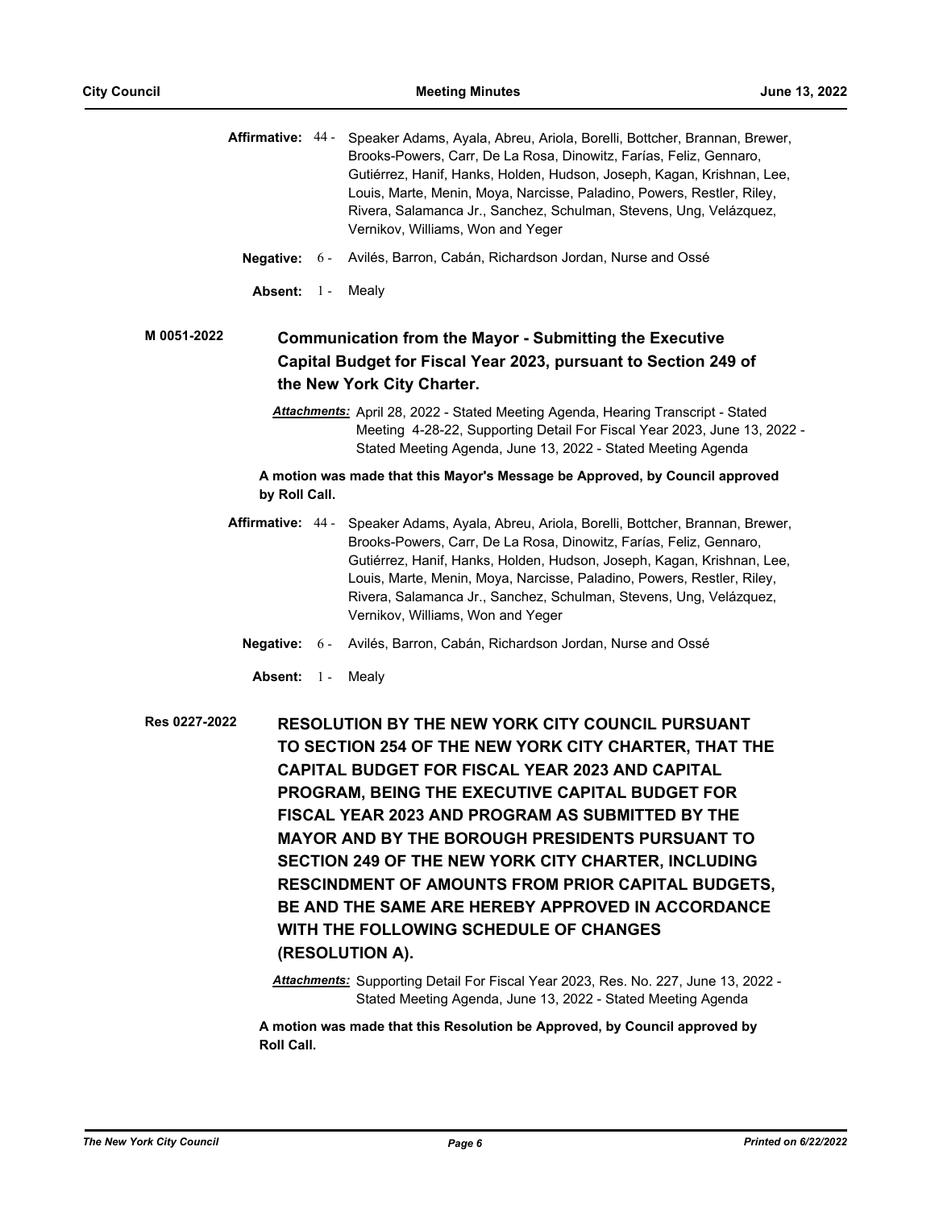**Affirmative:** 44 - Speaker Adams, Ayala, Abreu, Ariola, Borelli, Bottcher, Brannan, Brewer, Brooks-Powers, Carr, De La Rosa, Dinowitz, Farías, Feliz, Gennaro, Gutiérrez, Hanif, Hanks, Holden, Hudson, Joseph, Kagan, Krishnan, Lee, Louis, Marte, Menin, Moya, Narcisse, Paladino, Powers, Restler, Riley, Rivera, Salamanca Jr., Sanchez, Schulman, Stevens, Ung, Velázquez, Vernikov, Williams, Won and Yeger

**Negative:** 6 - Avilés, Barron, Cabán, Richardson Jordan, Nurse and Ossé

**Absent:** 1 - Mealy

**M 0051-2022** **Communication from the Mayor - Submitting the Executive Capital Budget for Fiscal Year 2023, pursuant to Section 249 of the New York City Charter.**

***Attachments:*** April 28, 2022 - Stated Meeting Agenda, Hearing Transcript - Stated Meeting 4-28-22, Supporting Detail For Fiscal Year 2023, June 13, 2022 - Stated Meeting Agenda, June 13, 2022 - Stated Meeting Agenda

**A motion was made that this Mayor's Message be Approved, by Council approved by Roll Call.**

**Affirmative:** 44 - Speaker Adams, Ayala, Abreu, Ariola, Borelli, Bottcher, Brannan, Brewer, Brooks-Powers, Carr, De La Rosa, Dinowitz, Farías, Feliz, Gennaro, Gutiérrez, Hanif, Hanks, Holden, Hudson, Joseph, Kagan, Krishnan, Lee, Louis, Marte, Menin, Moya, Narcisse, Paladino, Powers, Restler, Riley, Rivera, Salamanca Jr., Sanchez, Schulman, Stevens, Ung, Velázquez, Vernikov, Williams, Won and Yeger

**Negative:** 6 - Avilés, Barron, Cabán, Richardson Jordan, Nurse and Ossé

**Absent:** 1 - Mealy

**Res 0227-2022** **RESOLUTION BY THE NEW YORK CITY COUNCIL PURSUANT TO SECTION 254 OF THE NEW YORK CITY CHARTER, THAT THE CAPITAL BUDGET FOR FISCAL YEAR 2023 AND CAPITAL PROGRAM, BEING THE EXECUTIVE CAPITAL BUDGET FOR FISCAL YEAR 2023 AND PROGRAM AS SUBMITTED BY THE MAYOR AND BY THE BOROUGH PRESIDENTS PURSUANT TO SECTION 249 OF THE NEW YORK CITY CHARTER, INCLUDING RESCINDMENT OF AMOUNTS FROM PRIOR CAPITAL BUDGETS, BE AND THE SAME ARE HEREBY APPROVED IN ACCORDANCE WITH THE FOLLOWING SCHEDULE OF CHANGES (RESOLUTION A).**

***Attachments:*** Supporting Detail For Fiscal Year 2023, Res. No. 227, June 13, 2022 - Stated Meeting Agenda, June 13, 2022 - Stated Meeting Agenda

**A motion was made that this Resolution be Approved, by Council approved by Roll Call.**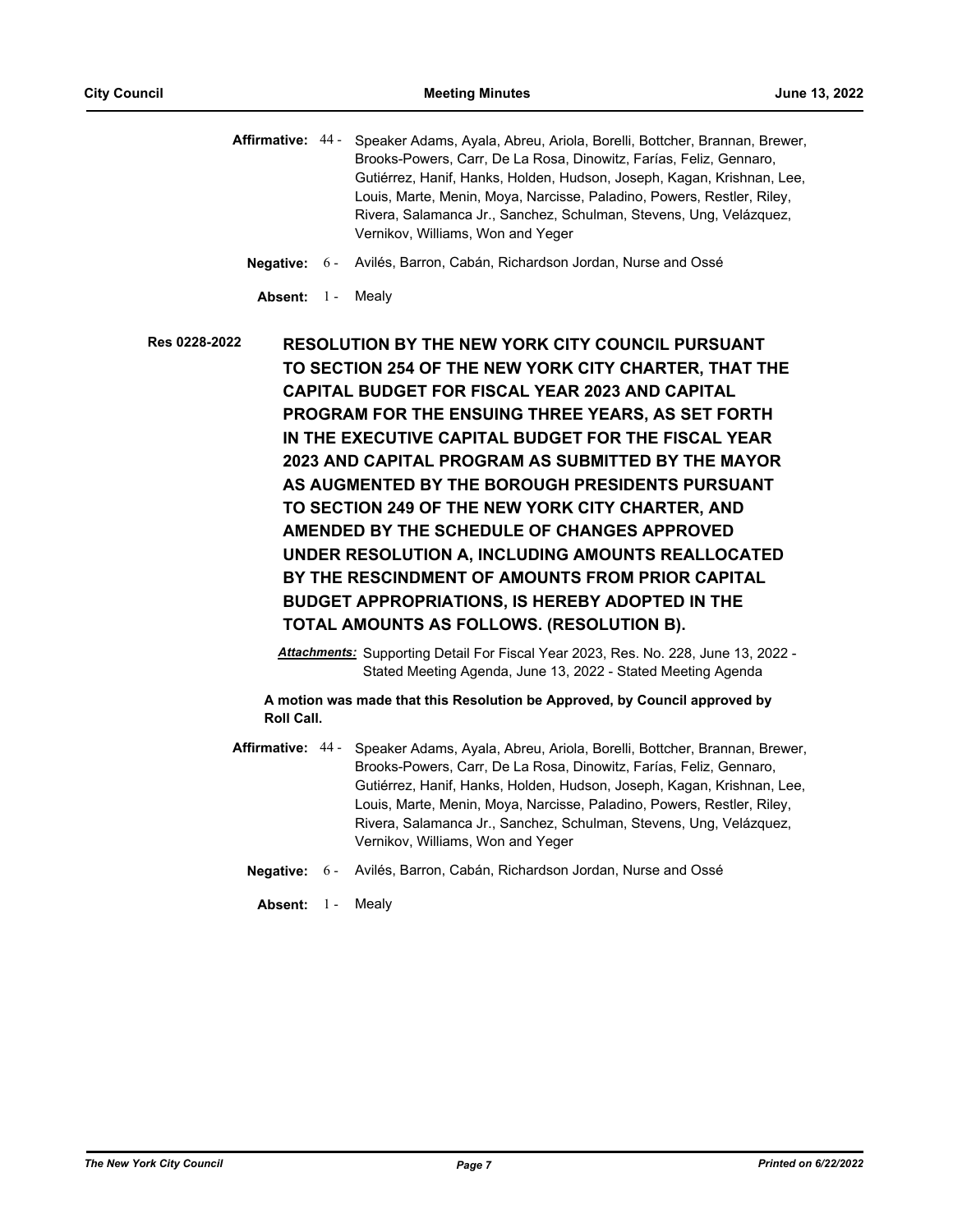**Affirmative:** 44 - Speaker Adams, Ayala, Abreu, Ariola, Borelli, Bottcher, Brannan, Brewer, Brooks-Powers, Carr, De La Rosa, Dinowitz, Farías, Feliz, Gennaro, Gutiérrez, Hanif, Hanks, Holden, Hudson, Joseph, Kagan, Krishnan, Lee, Louis, Marte, Menin, Moya, Narcisse, Paladino, Powers, Restler, Riley, Rivera, Salamanca Jr., Sanchez, Schulman, Stevens, Ung, Velázquez, Vernikov, Williams, Won and Yeger

**Negative:** 6 - Avilés, Barron, Cabán, Richardson Jordan, Nurse and Ossé

**Absent:** 1 - Mealy

**Res 0228-2022** **RESOLUTION BY THE NEW YORK CITY COUNCIL PURSUANT TO SECTION 254 OF THE NEW YORK CITY CHARTER, THAT THE CAPITAL BUDGET FOR FISCAL YEAR 2023 AND CAPITAL PROGRAM FOR THE ENSUING THREE YEARS, AS SET FORTH IN THE EXECUTIVE CAPITAL BUDGET FOR THE FISCAL YEAR 2023 AND CAPITAL PROGRAM AS SUBMITTED BY THE MAYOR AS AUGMENTED BY THE BOROUGH PRESIDENTS PURSUANT TO SECTION 249 OF THE NEW YORK CITY CHARTER, AND AMENDED BY THE SCHEDULE OF CHANGES APPROVED UNDER RESOLUTION A, INCLUDING AMOUNTS REALLOCATED BY THE RESCINDMENT OF AMOUNTS FROM PRIOR CAPITAL BUDGET APPROPRIATIONS, IS HEREBY ADOPTED IN THE TOTAL AMOUNTS AS FOLLOWS. (RESOLUTION B).**

***Attachments:*** Supporting Detail For Fiscal Year 2023, Res. No. 228, June 13, 2022 - Stated Meeting Agenda, June 13, 2022 - Stated Meeting Agenda

**A motion was made that this Resolution be Approved, by Council approved by Roll Call.**

**Affirmative:** 44 - Speaker Adams, Ayala, Abreu, Ariola, Borelli, Bottcher, Brannan, Brewer, Brooks-Powers, Carr, De La Rosa, Dinowitz, Farías, Feliz, Gennaro, Gutiérrez, Hanif, Hanks, Holden, Hudson, Joseph, Kagan, Krishnan, Lee, Louis, Marte, Menin, Moya, Narcisse, Paladino, Powers, Restler, Riley, Rivera, Salamanca Jr., Sanchez, Schulman, Stevens, Ung, Velázquez, Vernikov, Williams, Won and Yeger

**Negative:** 6 - Avilés, Barron, Cabán, Richardson Jordan, Nurse and Ossé

**Absent:** 1 - Mealy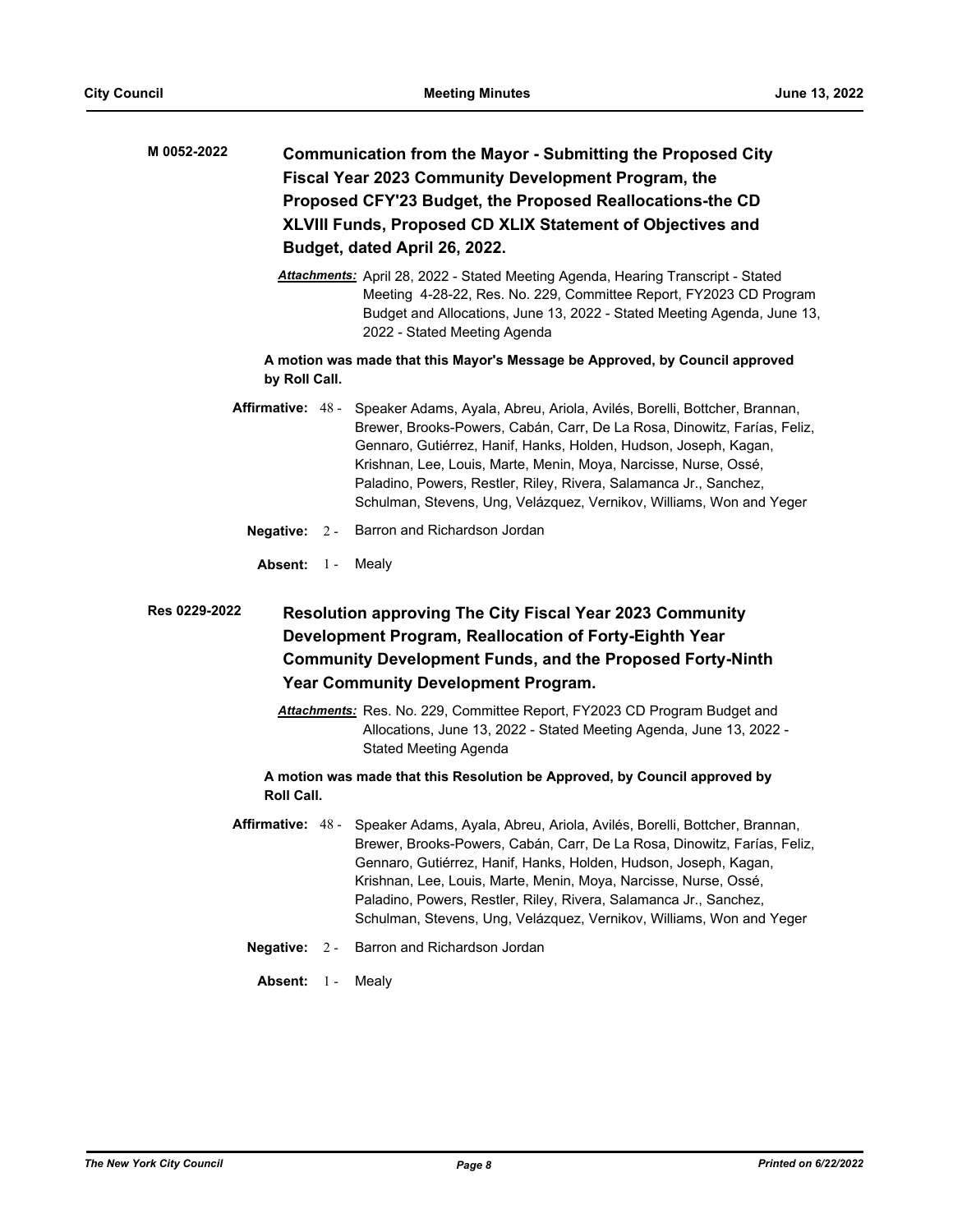**M 0052-2022** **Communication from the Mayor - Submitting the Proposed City Fiscal Year 2023 Community Development Program, the Proposed CFY'23 Budget, the Proposed Reallocations-the CD XLVIII Funds, Proposed CD XLIX Statement of Objectives and Budget, dated April 26, 2022.**

***Attachments:*** April 28, 2022 - Stated Meeting Agenda, Hearing Transcript - Stated Meeting 4-28-22, Res. No. 229, Committee Report, FY2023 CD Program Budget and Allocations, June 13, 2022 - Stated Meeting Agenda, June 13, 2022 - Stated Meeting Agenda

**A motion was made that this Mayor's Message be Approved, by Council approved by Roll Call.**

**Affirmative:** 48 - Speaker Adams, Ayala, Abreu, Ariola, Avilés, Borelli, Bottcher, Brannan, Brewer, Brooks-Powers, Cabán, Carr, De La Rosa, Dinowitz, Farías, Feliz, Gennaro, Gutiérrez, Hanif, Hanks, Holden, Hudson, Joseph, Kagan, Krishnan, Lee, Louis, Marte, Menin, Moya, Narcisse, Nurse, Ossé, Paladino, Powers, Restler, Riley, Rivera, Salamanca Jr., Sanchez, Schulman, Stevens, Ung, Velázquez, Vernikov, Williams, Won and Yeger

**Negative:** 2 - Barron and Richardson Jordan

**Absent:** 1 - Mealy

**Res 0229-2022** **Resolution approving The City Fiscal Year 2023 Community Development Program, Reallocation of Forty-Eighth Year Community Development Funds, and the Proposed Forty-Ninth Year Community Development Program.**

***Attachments:*** Res. No. 229, Committee Report, FY2023 CD Program Budget and Allocations, June 13, 2022 - Stated Meeting Agenda, June 13, 2022 - Stated Meeting Agenda

**A motion was made that this Resolution be Approved, by Council approved by Roll Call.**

**Affirmative:** 48 - Speaker Adams, Ayala, Abreu, Ariola, Avilés, Borelli, Bottcher, Brannan, Brewer, Brooks-Powers, Cabán, Carr, De La Rosa, Dinowitz, Farías, Feliz, Gennaro, Gutiérrez, Hanif, Hanks, Holden, Hudson, Joseph, Kagan, Krishnan, Lee, Louis, Marte, Menin, Moya, Narcisse, Nurse, Ossé, Paladino, Powers, Restler, Riley, Rivera, Salamanca Jr., Sanchez, Schulman, Stevens, Ung, Velázquez, Vernikov, Williams, Won and Yeger

**Negative:** 2 - Barron and Richardson Jordan

**Absent:** 1 - Mealy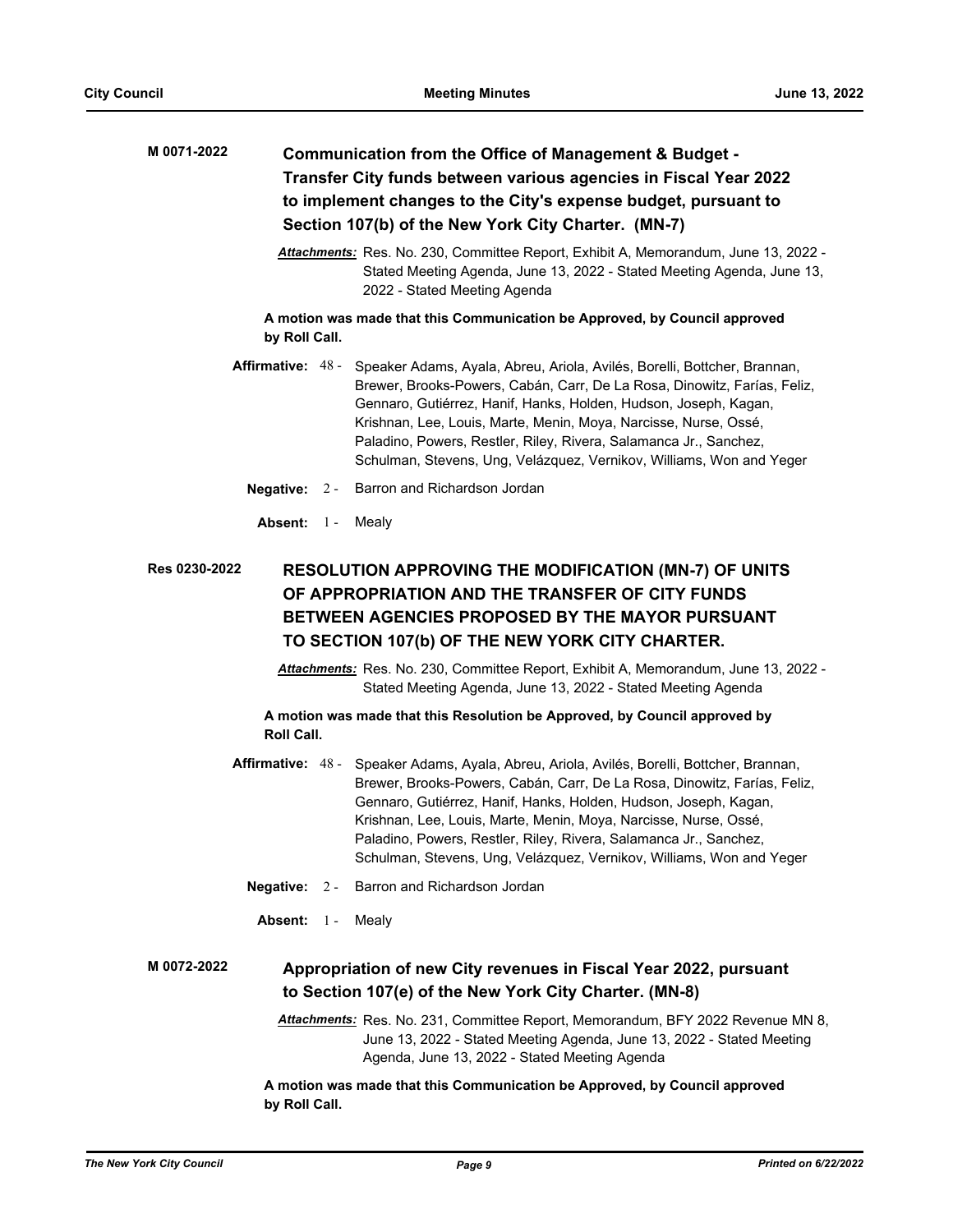**M 0071-2022** **Communication from the Office of Management & Budget - Transfer City funds between various agencies in Fiscal Year 2022 to implement changes to the City's expense budget, pursuant to Section 107(b) of the New York City Charter. (MN-7)**

*Attachments:* Res. No. 230, Committee Report, Exhibit A, Memorandum, June 13, 2022 - Stated Meeting Agenda, June 13, 2022 - Stated Meeting Agenda, June 13, 2022 - Stated Meeting Agenda

**A motion was made that this Communication be Approved, by Council approved by Roll Call.**

**Affirmative:** 48 - Speaker Adams, Ayala, Abreu, Ariola, Avilés, Borelli, Bottcher, Brannan, Brewer, Brooks-Powers, Cabán, Carr, De La Rosa, Dinowitz, Farías, Feliz, Gennaro, Gutiérrez, Hanif, Hanks, Holden, Hudson, Joseph, Kagan, Krishnan, Lee, Louis, Marte, Menin, Moya, Narcisse, Nurse, Ossé, Paladino, Powers, Restler, Riley, Rivera, Salamanca Jr., Sanchez, Schulman, Stevens, Ung, Velázquez, Vernikov, Williams, Won and Yeger

**Negative:** 2 - Barron and Richardson Jordan

**Absent:** 1 - Mealy

**Res 0230-2022** **RESOLUTION APPROVING THE MODIFICATION (MN-7) OF UNITS OF APPROPRIATION AND THE TRANSFER OF CITY FUNDS BETWEEN AGENCIES PROPOSED BY THE MAYOR PURSUANT TO SECTION 107(b) OF THE NEW YORK CITY CHARTER.**

*Attachments:* Res. No. 230, Committee Report, Exhibit A, Memorandum, June 13, 2022 - Stated Meeting Agenda, June 13, 2022 - Stated Meeting Agenda

**A motion was made that this Resolution be Approved, by Council approved by Roll Call.**

**Affirmative:** 48 - Speaker Adams, Ayala, Abreu, Ariola, Avilés, Borelli, Bottcher, Brannan, Brewer, Brooks-Powers, Cabán, Carr, De La Rosa, Dinowitz, Farías, Feliz, Gennaro, Gutiérrez, Hanif, Hanks, Holden, Hudson, Joseph, Kagan, Krishnan, Lee, Louis, Marte, Menin, Moya, Narcisse, Nurse, Ossé, Paladino, Powers, Restler, Riley, Rivera, Salamanca Jr., Sanchez, Schulman, Stevens, Ung, Velázquez, Vernikov, Williams, Won and Yeger

**Negative:** 2 - Barron and Richardson Jordan

**Absent:** 1 - Mealy

**M 0072-2022** **Appropriation of new City revenues in Fiscal Year 2022, pursuant to Section 107(e) of the New York City Charter. (MN-8)**

*Attachments:* Res. No. 231, Committee Report, Memorandum, BFY 2022 Revenue MN 8, June 13, 2022 - Stated Meeting Agenda, June 13, 2022 - Stated Meeting Agenda, June 13, 2022 - Stated Meeting Agenda

**A motion was made that this Communication be Approved, by Council approved by Roll Call.**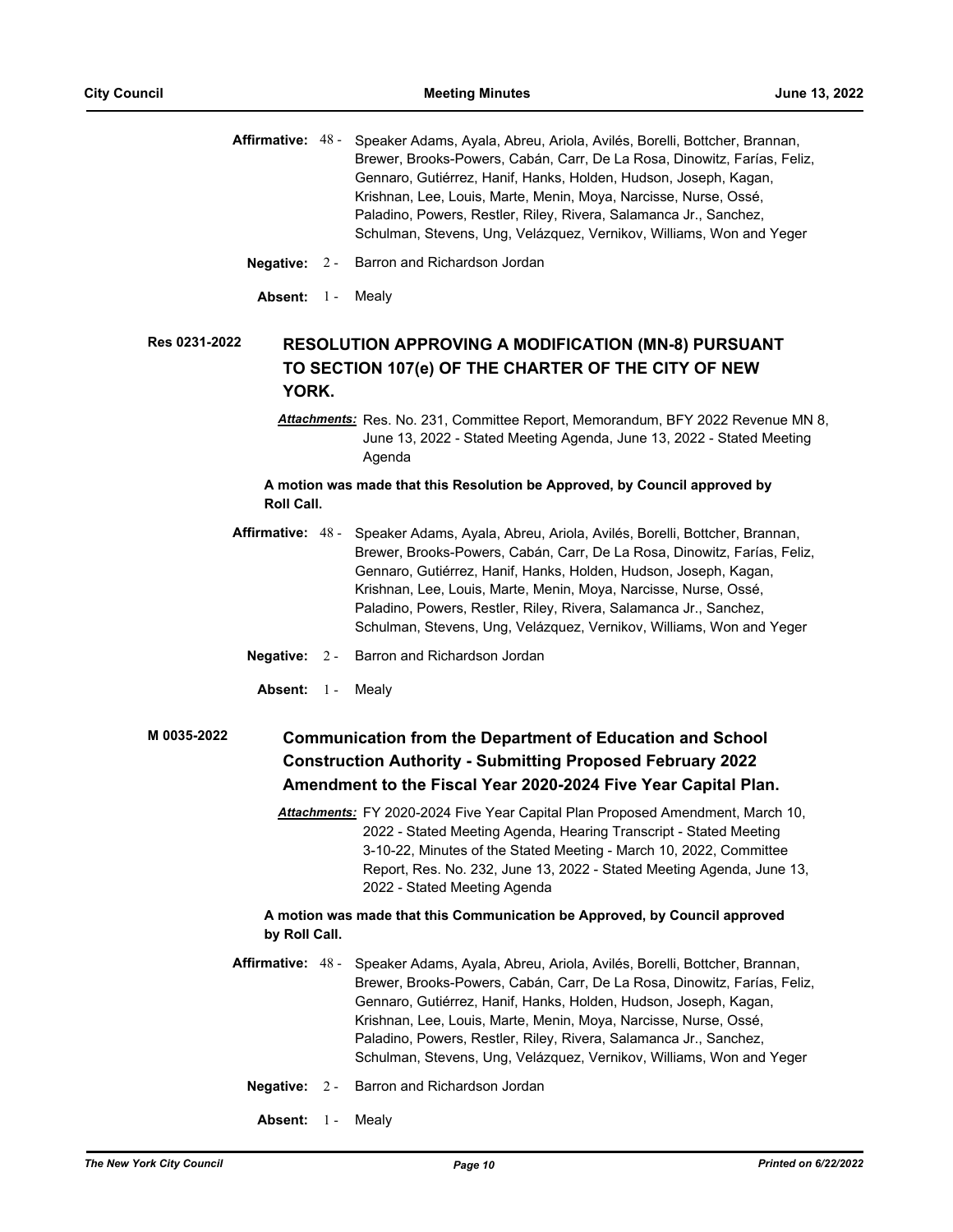**Affirmative:** 48 - Speaker Adams, Ayala, Abreu, Ariola, Avilés, Borelli, Bottcher, Brannan, Brewer, Brooks-Powers, Cabán, Carr, De La Rosa, Dinowitz, Farías, Feliz, Gennaro, Gutiérrez, Hanif, Hanks, Holden, Hudson, Joseph, Kagan, Krishnan, Lee, Louis, Marte, Menin, Moya, Narcisse, Nurse, Ossé, Paladino, Powers, Restler, Riley, Rivera, Salamanca Jr., Sanchez, Schulman, Stevens, Ung, Velázquez, Vernikov, Williams, Won and Yeger

**Negative:** 2 - Barron and Richardson Jordan

**Absent:** 1 - Mealy

**Res 0231-2022**

## RESOLUTION APPROVING A MODIFICATION (MN-8) PURSUANT TO SECTION 107(e) OF THE CHARTER OF THE CITY OF NEW YORK.

***Attachments:*** Res. No. 231, Committee Report, Memorandum, BFY 2022 Revenue MN 8, June 13, 2022 - Stated Meeting Agenda, June 13, 2022 - Stated Meeting Agenda

**A motion was made that this Resolution be Approved, by Council approved by Roll Call.**

**Affirmative:** 48 - Speaker Adams, Ayala, Abreu, Ariola, Avilés, Borelli, Bottcher, Brannan, Brewer, Brooks-Powers, Cabán, Carr, De La Rosa, Dinowitz, Farías, Feliz, Gennaro, Gutiérrez, Hanif, Hanks, Holden, Hudson, Joseph, Kagan, Krishnan, Lee, Louis, Marte, Menin, Moya, Narcisse, Nurse, Ossé, Paladino, Powers, Restler, Riley, Rivera, Salamanca Jr., Sanchez, Schulman, Stevens, Ung, Velázquez, Vernikov, Williams, Won and Yeger

**Negative:** 2 - Barron and Richardson Jordan

**Absent:** 1 - Mealy

**M 0035-2022**

## Communication from the Department of Education and School Construction Authority - Submitting Proposed February 2022 Amendment to the Fiscal Year 2020-2024 Five Year Capital Plan.

***Attachments:*** FY 2020-2024 Five Year Capital Plan Proposed Amendment, March 10, 2022 - Stated Meeting Agenda, Hearing Transcript - Stated Meeting 3-10-22, Minutes of the Stated Meeting - March 10, 2022, Committee Report, Res. No. 232, June 13, 2022 - Stated Meeting Agenda, June 13, 2022 - Stated Meeting Agenda

**A motion was made that this Communication be Approved, by Council approved by Roll Call.**

**Affirmative:** 48 - Speaker Adams, Ayala, Abreu, Ariola, Avilés, Borelli, Bottcher, Brannan, Brewer, Brooks-Powers, Cabán, Carr, De La Rosa, Dinowitz, Farías, Feliz, Gennaro, Gutiérrez, Hanif, Hanks, Holden, Hudson, Joseph, Kagan, Krishnan, Lee, Louis, Marte, Menin, Moya, Narcisse, Nurse, Ossé, Paladino, Powers, Restler, Riley, Rivera, Salamanca Jr., Sanchez, Schulman, Stevens, Ung, Velázquez, Vernikov, Williams, Won and Yeger

**Negative:** 2 - Barron and Richardson Jordan

**Absent:** 1 - Mealy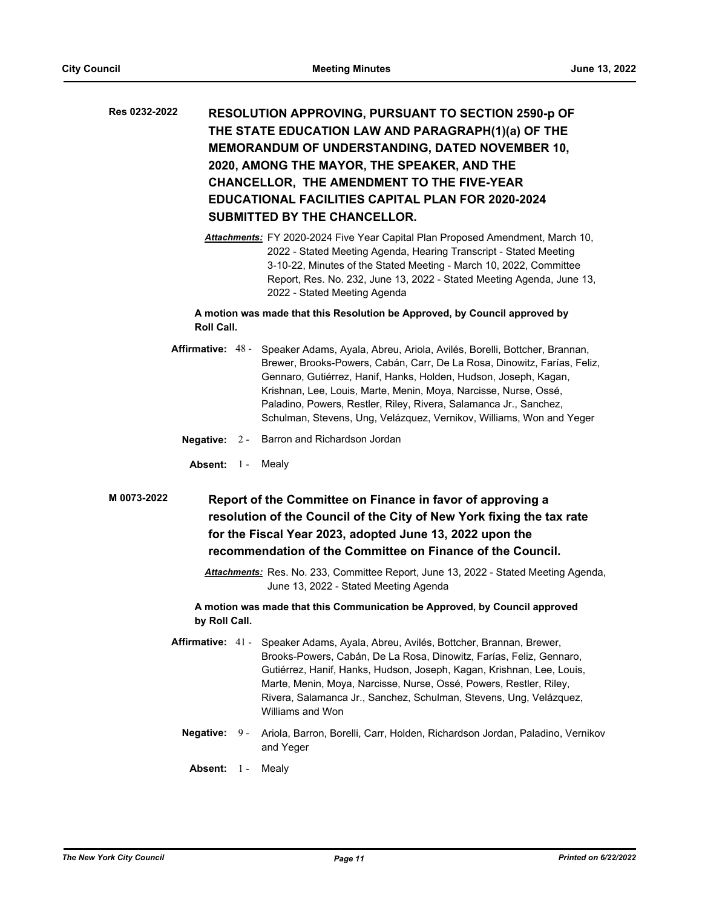**Res 0232-2022**

**RESOLUTION APPROVING, PURSUANT TO SECTION 2590-p OF THE STATE EDUCATION LAW AND PARAGRAPH(1)(a) OF THE MEMORANDUM OF UNDERSTANDING, DATED NOVEMBER 10, 2020, AMONG THE MAYOR, THE SPEAKER, AND THE CHANCELLOR, THE AMENDMENT TO THE FIVE-YEAR EDUCATIONAL FACILITIES CAPITAL PLAN FOR 2020-2024 SUBMITTED BY THE CHANCELLOR.**

***Attachments:*** FY 2020-2024 Five Year Capital Plan Proposed Amendment, March 10, 2022 - Stated Meeting Agenda, Hearing Transcript - Stated Meeting 3-10-22, Minutes of the Stated Meeting - March 10, 2022, Committee Report, Res. No. 232, June 13, 2022 - Stated Meeting Agenda, June 13, 2022 - Stated Meeting Agenda

**A motion was made that this Resolution be Approved, by Council approved by Roll Call.**

**Affirmative:** 48 - Speaker Adams, Ayala, Abreu, Ariola, Avilés, Borelli, Bottcher, Brannan, Brewer, Brooks-Powers, Cabán, Carr, De La Rosa, Dinowitz, Farías, Feliz, Gennaro, Gutiérrez, Hanif, Hanks, Holden, Hudson, Joseph, Kagan, Krishnan, Lee, Louis, Marte, Menin, Moya, Narcisse, Nurse, Ossé, Paladino, Powers, Restler, Riley, Rivera, Salamanca Jr., Sanchez, Schulman, Stevens, Ung, Velázquez, Vernikov, Williams, Won and Yeger

**Negative:** 2 - Barron and Richardson Jordan

**Absent:** 1 - Mealy

**M 0073-2022**

**Report of the Committee on Finance in favor of approving a resolution of the Council of the City of New York fixing the tax rate for the Fiscal Year 2023, adopted June 13, 2022 upon the recommendation of the Committee on Finance of the Council.**

***Attachments:*** Res. No. 233, Committee Report, June 13, 2022 - Stated Meeting Agenda, June 13, 2022 - Stated Meeting Agenda

**A motion was made that this Communication be Approved, by Council approved by Roll Call.**

**Affirmative:** 41 - Speaker Adams, Ayala, Abreu, Avilés, Bottcher, Brannan, Brewer, Brooks-Powers, Cabán, De La Rosa, Dinowitz, Farías, Feliz, Gennaro, Gutiérrez, Hanif, Hanks, Hudson, Joseph, Kagan, Krishnan, Lee, Louis, Marte, Menin, Moya, Narcisse, Nurse, Ossé, Powers, Restler, Riley, Rivera, Salamanca Jr., Sanchez, Schulman, Stevens, Ung, Velázquez, Williams and Won

**Negative:** 9 - Ariola, Barron, Borelli, Carr, Holden, Richardson Jordan, Paladino, Vernikov and Yeger

**Absent:** 1 - Mealy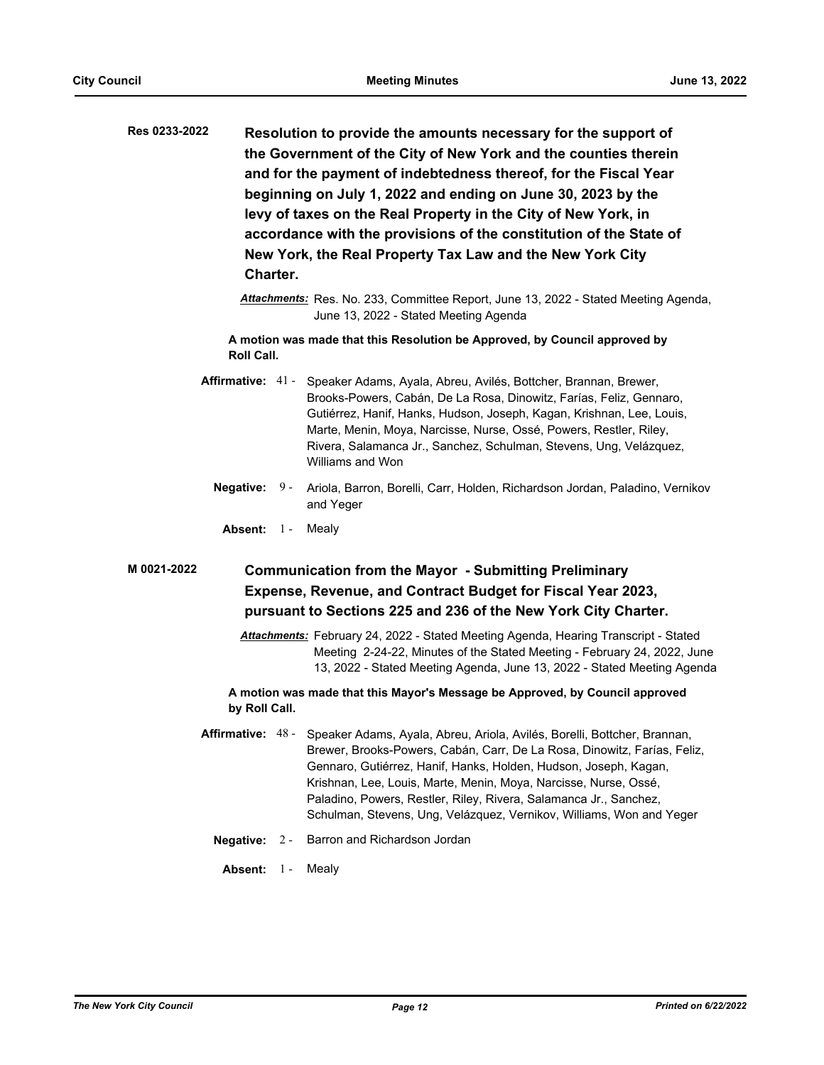**Res 0233-2022** **Resolution to provide the amounts necessary for the support of the Government of the City of New York and the counties therein and for the payment of indebtedness thereof, for the Fiscal Year beginning on July 1, 2022 and ending on June 30, 2023 by the levy of taxes on the Real Property in the City of New York, in accordance with the provisions of the constitution of the State of New York, the Real Property Tax Law and the New York City Charter.**

***Attachments:*** Res. No. 233, Committee Report, June 13, 2022 - Stated Meeting Agenda, June 13, 2022 - Stated Meeting Agenda

**A motion was made that this Resolution be Approved, by Council approved by Roll Call.**

**Affirmative:** 41 - Speaker Adams, Ayala, Abreu, Avilés, Bottcher, Brannan, Brewer, Brooks-Powers, Cabán, De La Rosa, Dinowitz, Farías, Feliz, Gennaro, Gutiérrez, Hanif, Hanks, Hudson, Joseph, Kagan, Krishnan, Lee, Louis, Marte, Menin, Moya, Narcisse, Nurse, Ossé, Powers, Restler, Riley, Rivera, Salamanca Jr., Sanchez, Schulman, Stevens, Ung, Velázquez, Williams and Won

**Negative:** 9 - Ariola, Barron, Borelli, Carr, Holden, Richardson Jordan, Paladino, Vernikov and Yeger

**Absent:** 1 - Mealy

**M 0021-2022** **Communication from the Mayor - Submitting Preliminary Expense, Revenue, and Contract Budget for Fiscal Year 2023, pursuant to Sections 225 and 236 of the New York City Charter.**

***Attachments:*** February 24, 2022 - Stated Meeting Agenda, Hearing Transcript - Stated Meeting 2-24-22, Minutes of the Stated Meeting - February 24, 2022, June 13, 2022 - Stated Meeting Agenda, June 13, 2022 - Stated Meeting Agenda

**A motion was made that this Mayor's Message be Approved, by Council approved by Roll Call.**

**Affirmative:** 48 - Speaker Adams, Ayala, Abreu, Ariola, Avilés, Borelli, Bottcher, Brannan, Brewer, Brooks-Powers, Cabán, Carr, De La Rosa, Dinowitz, Farías, Feliz, Gennaro, Gutiérrez, Hanif, Hanks, Holden, Hudson, Joseph, Kagan, Krishnan, Lee, Louis, Marte, Menin, Moya, Narcisse, Nurse, Ossé, Paladino, Powers, Restler, Riley, Rivera, Salamanca Jr., Sanchez, Schulman, Stevens, Ung, Velázquez, Vernikov, Williams, Won and Yeger

**Negative:** 2 - Barron and Richardson Jordan

**Absent:** 1 - Mealy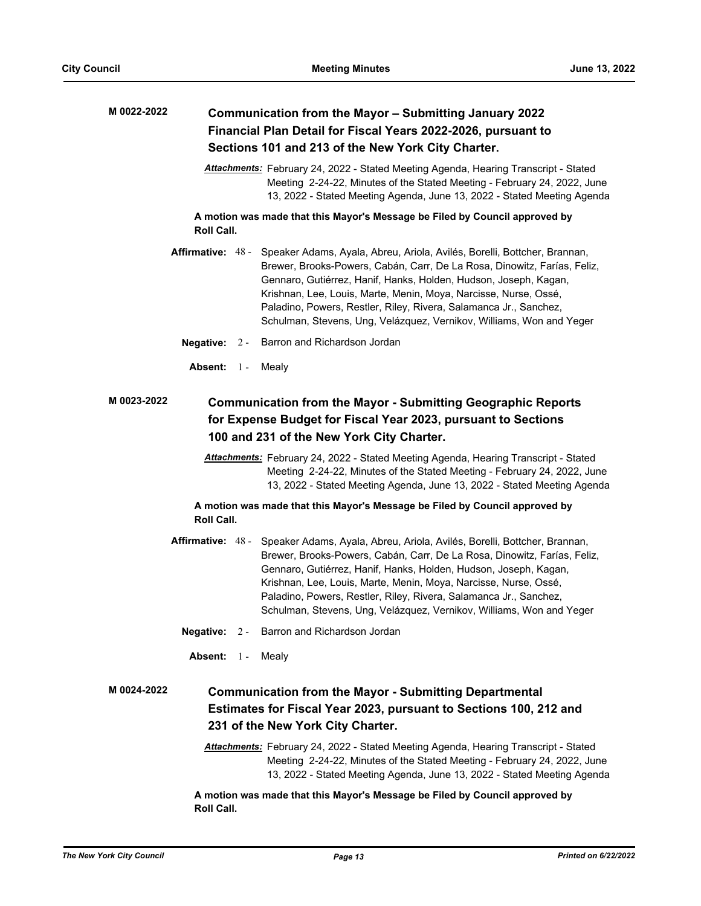**M 0022-2022** **Communication from the Mayor – Submitting January 2022 Financial Plan Detail for Fiscal Years 2022-2026, pursuant to Sections 101 and 213 of the New York City Charter.**

***Attachments:*** February 24, 2022 - Stated Meeting Agenda, Hearing Transcript - Stated Meeting 2-24-22, Minutes of the Stated Meeting - February 24, 2022, June 13, 2022 - Stated Meeting Agenda, June 13, 2022 - Stated Meeting Agenda

**A motion was made that this Mayor's Message be Filed by Council approved by Roll Call.**

**Affirmative:** 48 - Speaker Adams, Ayala, Abreu, Ariola, Avilés, Borelli, Bottcher, Brannan, Brewer, Brooks-Powers, Cabán, Carr, De La Rosa, Dinowitz, Farías, Feliz, Gennaro, Gutiérrez, Hanif, Hanks, Holden, Hudson, Joseph, Kagan, Krishnan, Lee, Louis, Marte, Menin, Moya, Narcisse, Nurse, Ossé, Paladino, Powers, Restler, Riley, Rivera, Salamanca Jr., Sanchez, Schulman, Stevens, Ung, Velázquez, Vernikov, Williams, Won and Yeger

**Negative:** 2 - Barron and Richardson Jordan

**Absent:** 1 - Mealy

**M 0023-2022** **Communication from the Mayor - Submitting Geographic Reports for Expense Budget for Fiscal Year 2023, pursuant to Sections 100 and 231 of the New York City Charter.**

***Attachments:*** February 24, 2022 - Stated Meeting Agenda, Hearing Transcript - Stated Meeting 2-24-22, Minutes of the Stated Meeting - February 24, 2022, June 13, 2022 - Stated Meeting Agenda, June 13, 2022 - Stated Meeting Agenda

**A motion was made that this Mayor's Message be Filed by Council approved by Roll Call.**

**Affirmative:** 48 - Speaker Adams, Ayala, Abreu, Ariola, Avilés, Borelli, Bottcher, Brannan, Brewer, Brooks-Powers, Cabán, Carr, De La Rosa, Dinowitz, Farías, Feliz, Gennaro, Gutiérrez, Hanif, Hanks, Holden, Hudson, Joseph, Kagan, Krishnan, Lee, Louis, Marte, Menin, Moya, Narcisse, Nurse, Ossé, Paladino, Powers, Restler, Riley, Rivera, Salamanca Jr., Sanchez, Schulman, Stevens, Ung, Velázquez, Vernikov, Williams, Won and Yeger

**Negative:** 2 - Barron and Richardson Jordan

**Absent:** 1 - Mealy

**M 0024-2022** **Communication from the Mayor - Submitting Departmental Estimates for Fiscal Year 2023, pursuant to Sections 100, 212 and 231 of the New York City Charter.**

***Attachments:*** February 24, 2022 - Stated Meeting Agenda, Hearing Transcript - Stated Meeting 2-24-22, Minutes of the Stated Meeting - February 24, 2022, June 13, 2022 - Stated Meeting Agenda, June 13, 2022 - Stated Meeting Agenda

**A motion was made that this Mayor's Message be Filed by Council approved by Roll Call.**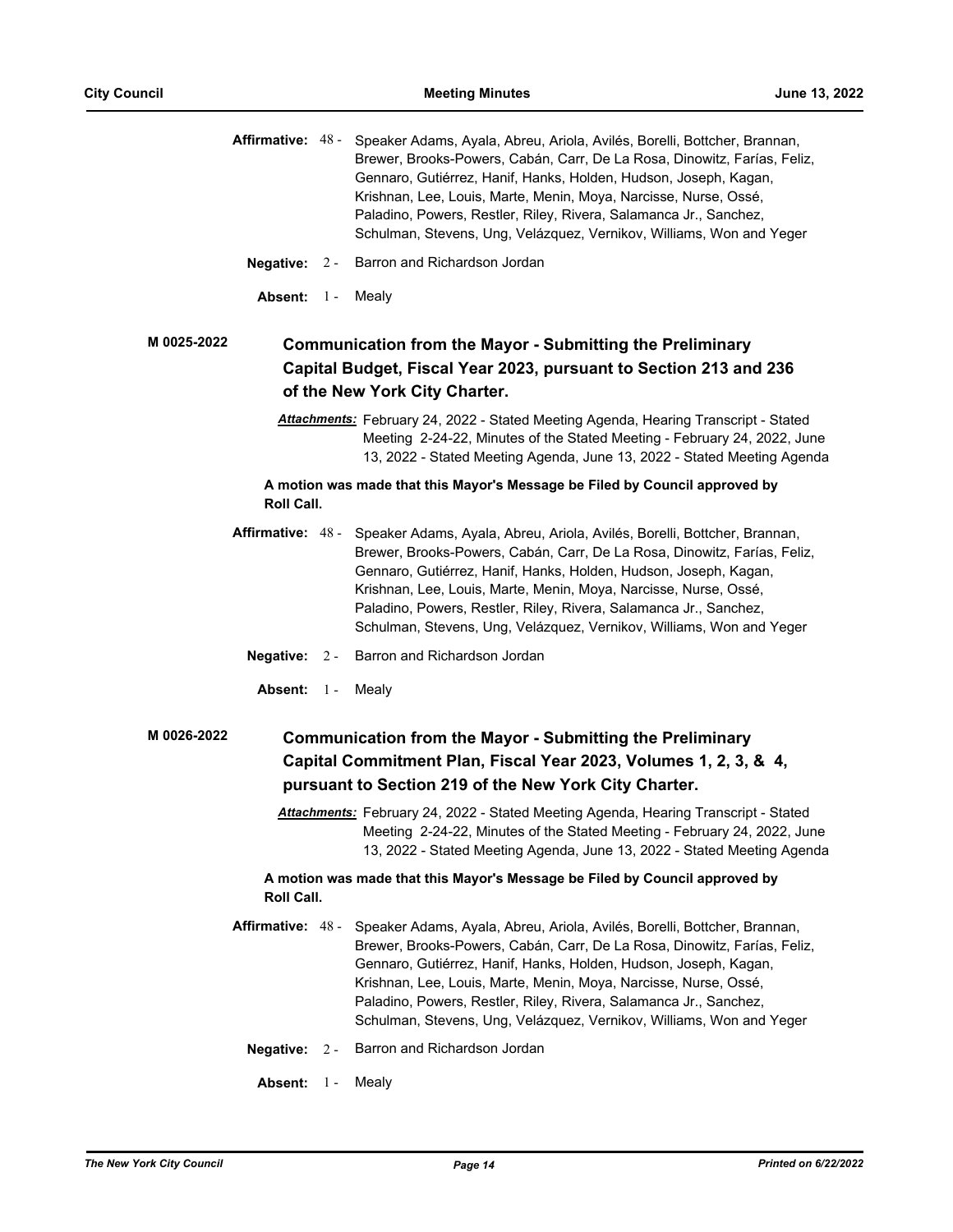**Affirmative:** 48 - Speaker Adams, Ayala, Abreu, Ariola, Avilés, Borelli, Bottcher, Brannan, Brewer, Brooks-Powers, Cabán, Carr, De La Rosa, Dinowitz, Farías, Feliz, Gennaro, Gutiérrez, Hanif, Hanks, Holden, Hudson, Joseph, Kagan, Krishnan, Lee, Louis, Marte, Menin, Moya, Narcisse, Nurse, Ossé, Paladino, Powers, Restler, Riley, Rivera, Salamanca Jr., Sanchez, Schulman, Stevens, Ung, Velázquez, Vernikov, Williams, Won and Yeger

**Negative:** 2 - Barron and Richardson Jordan

**Absent:** 1 - Mealy

**M 0025-2022** **Communication from the Mayor - Submitting the Preliminary Capital Budget, Fiscal Year 2023, pursuant to Section 213 and 236 of the New York City Charter.**

***Attachments:*** February 24, 2022 - Stated Meeting Agenda, Hearing Transcript - Stated Meeting 2-24-22, Minutes of the Stated Meeting - February 24, 2022, June 13, 2022 - Stated Meeting Agenda, June 13, 2022 - Stated Meeting Agenda

**A motion was made that this Mayor's Message be Filed by Council approved by Roll Call.**

**Affirmative:** 48 - Speaker Adams, Ayala, Abreu, Ariola, Avilés, Borelli, Bottcher, Brannan, Brewer, Brooks-Powers, Cabán, Carr, De La Rosa, Dinowitz, Farías, Feliz, Gennaro, Gutiérrez, Hanif, Hanks, Holden, Hudson, Joseph, Kagan, Krishnan, Lee, Louis, Marte, Menin, Moya, Narcisse, Nurse, Ossé, Paladino, Powers, Restler, Riley, Rivera, Salamanca Jr., Sanchez, Schulman, Stevens, Ung, Velázquez, Vernikov, Williams, Won and Yeger

**Negative:** 2 - Barron and Richardson Jordan

**Absent:** 1 - Mealy

**M 0026-2022** **Communication from the Mayor - Submitting the Preliminary Capital Commitment Plan, Fiscal Year 2023, Volumes 1, 2, 3, & 4, pursuant to Section 219 of the New York City Charter.**

***Attachments:*** February 24, 2022 - Stated Meeting Agenda, Hearing Transcript - Stated Meeting 2-24-22, Minutes of the Stated Meeting - February 24, 2022, June 13, 2022 - Stated Meeting Agenda, June 13, 2022 - Stated Meeting Agenda

**A motion was made that this Mayor's Message be Filed by Council approved by Roll Call.**

**Affirmative:** 48 - Speaker Adams, Ayala, Abreu, Ariola, Avilés, Borelli, Bottcher, Brannan, Brewer, Brooks-Powers, Cabán, Carr, De La Rosa, Dinowitz, Farías, Feliz, Gennaro, Gutiérrez, Hanif, Hanks, Holden, Hudson, Joseph, Kagan, Krishnan, Lee, Louis, Marte, Menin, Moya, Narcisse, Nurse, Ossé, Paladino, Powers, Restler, Riley, Rivera, Salamanca Jr., Sanchez, Schulman, Stevens, Ung, Velázquez, Vernikov, Williams, Won and Yeger

**Negative:** 2 - Barron and Richardson Jordan

**Absent:** 1 - Mealy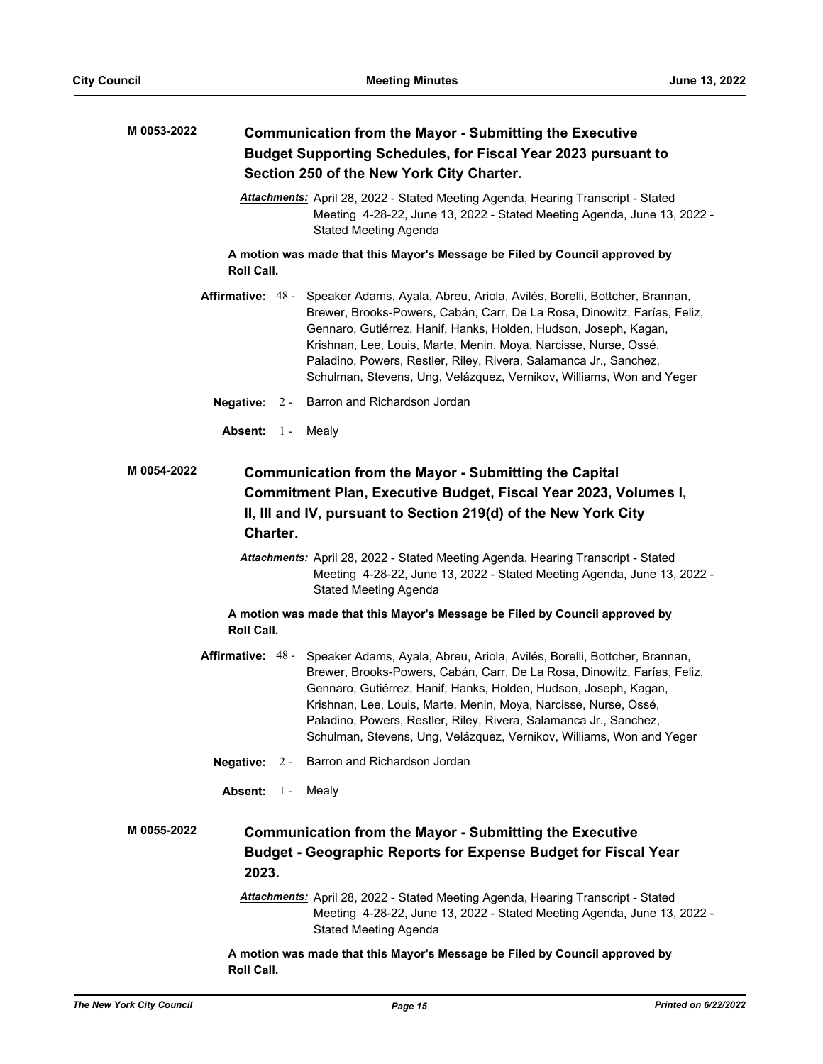**M 0053-2022** **Communication from the Mayor - Submitting the Executive Budget Supporting Schedules, for Fiscal Year 2023 pursuant to Section 250 of the New York City Charter.**

***Attachments:*** April 28, 2022 - Stated Meeting Agenda, Hearing Transcript - Stated Meeting 4-28-22, June 13, 2022 - Stated Meeting Agenda, June 13, 2022 - Stated Meeting Agenda

**A motion was made that this Mayor's Message be Filed by Council approved by Roll Call.**

**Affirmative:** 48 - Speaker Adams, Ayala, Abreu, Ariola, Avilés, Borelli, Bottcher, Brannan, Brewer, Brooks-Powers, Cabán, Carr, De La Rosa, Dinowitz, Farías, Feliz, Gennaro, Gutiérrez, Hanif, Hanks, Holden, Hudson, Joseph, Kagan, Krishnan, Lee, Louis, Marte, Menin, Moya, Narcisse, Nurse, Ossé, Paladino, Powers, Restler, Riley, Rivera, Salamanca Jr., Sanchez, Schulman, Stevens, Ung, Velázquez, Vernikov, Williams, Won and Yeger

**Negative:** 2 - Barron and Richardson Jordan

**Absent:** 1 - Mealy

**M 0054-2022** **Communication from the Mayor - Submitting the Capital Commitment Plan, Executive Budget, Fiscal Year 2023, Volumes I, II, III and IV, pursuant to Section 219(d) of the New York City Charter.**

***Attachments:*** April 28, 2022 - Stated Meeting Agenda, Hearing Transcript - Stated Meeting 4-28-22, June 13, 2022 - Stated Meeting Agenda, June 13, 2022 - Stated Meeting Agenda

**A motion was made that this Mayor's Message be Filed by Council approved by Roll Call.**

**Affirmative:** 48 - Speaker Adams, Ayala, Abreu, Ariola, Avilés, Borelli, Bottcher, Brannan, Brewer, Brooks-Powers, Cabán, Carr, De La Rosa, Dinowitz, Farías, Feliz, Gennaro, Gutiérrez, Hanif, Hanks, Holden, Hudson, Joseph, Kagan, Krishnan, Lee, Louis, Marte, Menin, Moya, Narcisse, Nurse, Ossé, Paladino, Powers, Restler, Riley, Rivera, Salamanca Jr., Sanchez, Schulman, Stevens, Ung, Velázquez, Vernikov, Williams, Won and Yeger

**Negative:** 2 - Barron and Richardson Jordan

**Absent:** 1 - Mealy

**M 0055-2022** **Communication from the Mayor - Submitting the Executive Budget - Geographic Reports for Expense Budget for Fiscal Year 2023.**

***Attachments:*** April 28, 2022 - Stated Meeting Agenda, Hearing Transcript - Stated Meeting 4-28-22, June 13, 2022 - Stated Meeting Agenda, June 13, 2022 - Stated Meeting Agenda

**A motion was made that this Mayor's Message be Filed by Council approved by Roll Call.**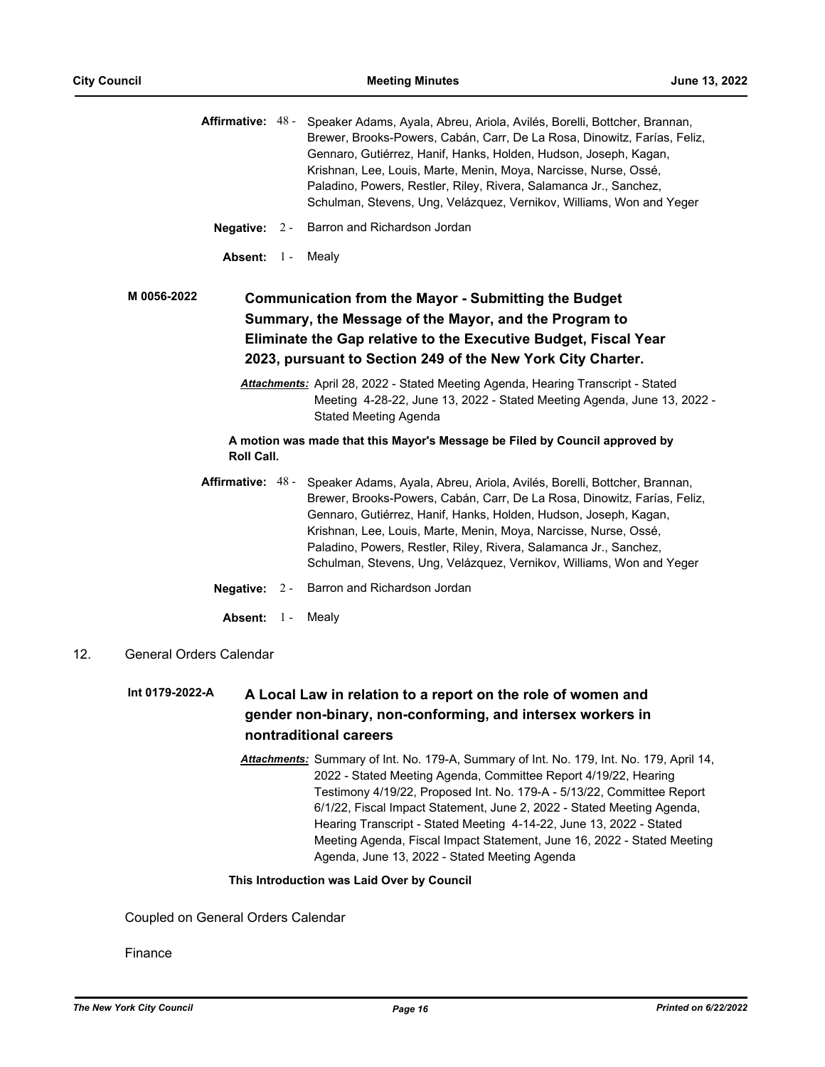**Affirmative:** 48 - Speaker Adams, Ayala, Abreu, Ariola, Avilés, Borelli, Bottcher, Brannan, Brewer, Brooks-Powers, Cabán, Carr, De La Rosa, Dinowitz, Farías, Feliz, Gennaro, Gutiérrez, Hanif, Hanks, Holden, Hudson, Joseph, Kagan, Krishnan, Lee, Louis, Marte, Menin, Moya, Narcisse, Nurse, Ossé, Paladino, Powers, Restler, Riley, Rivera, Salamanca Jr., Sanchez, Schulman, Stevens, Ung, Velázquez, Vernikov, Williams, Won and Yeger

**Negative:** 2 - Barron and Richardson Jordan

**Absent:** 1 - Mealy

**M 0056-2022** **Communication from the Mayor - Submitting the Budget Summary, the Message of the Mayor, and the Program to Eliminate the Gap relative to the Executive Budget, Fiscal Year 2023, pursuant to Section 249 of the New York City Charter.**

***Attachments:*** April 28, 2022 - Stated Meeting Agenda, Hearing Transcript - Stated Meeting 4-28-22, June 13, 2022 - Stated Meeting Agenda, June 13, 2022 - Stated Meeting Agenda

**A motion was made that this Mayor's Message be Filed by Council approved by Roll Call.**

**Affirmative:** 48 - Speaker Adams, Ayala, Abreu, Ariola, Avilés, Borelli, Bottcher, Brannan, Brewer, Brooks-Powers, Cabán, Carr, De La Rosa, Dinowitz, Farías, Feliz, Gennaro, Gutiérrez, Hanif, Hanks, Holden, Hudson, Joseph, Kagan, Krishnan, Lee, Louis, Marte, Menin, Moya, Narcisse, Nurse, Ossé, Paladino, Powers, Restler, Riley, Rivera, Salamanca Jr., Sanchez, Schulman, Stevens, Ung, Velázquez, Vernikov, Williams, Won and Yeger

**Negative:** 2 - Barron and Richardson Jordan

**Absent:** 1 - Mealy

12. General Orders Calendar

**Int 0179-2022-A** **A Local Law in relation to a report on the role of women and gender non-binary, non-conforming, and intersex workers in nontraditional careers**

***Attachments:*** Summary of Int. No. 179-A, Summary of Int. No. 179, Int. No. 179, April 14, 2022 - Stated Meeting Agenda, Committee Report 4/19/22, Hearing Testimony 4/19/22, Proposed Int. No. 179-A - 5/13/22, Committee Report 6/1/22, Fiscal Impact Statement, June 2, 2022 - Stated Meeting Agenda, Hearing Transcript - Stated Meeting 4-14-22, June 13, 2022 - Stated Meeting Agenda, Fiscal Impact Statement, June 16, 2022 - Stated Meeting Agenda, June 13, 2022 - Stated Meeting Agenda

**This Introduction was Laid Over by Council**

Coupled on General Orders Calendar

Finance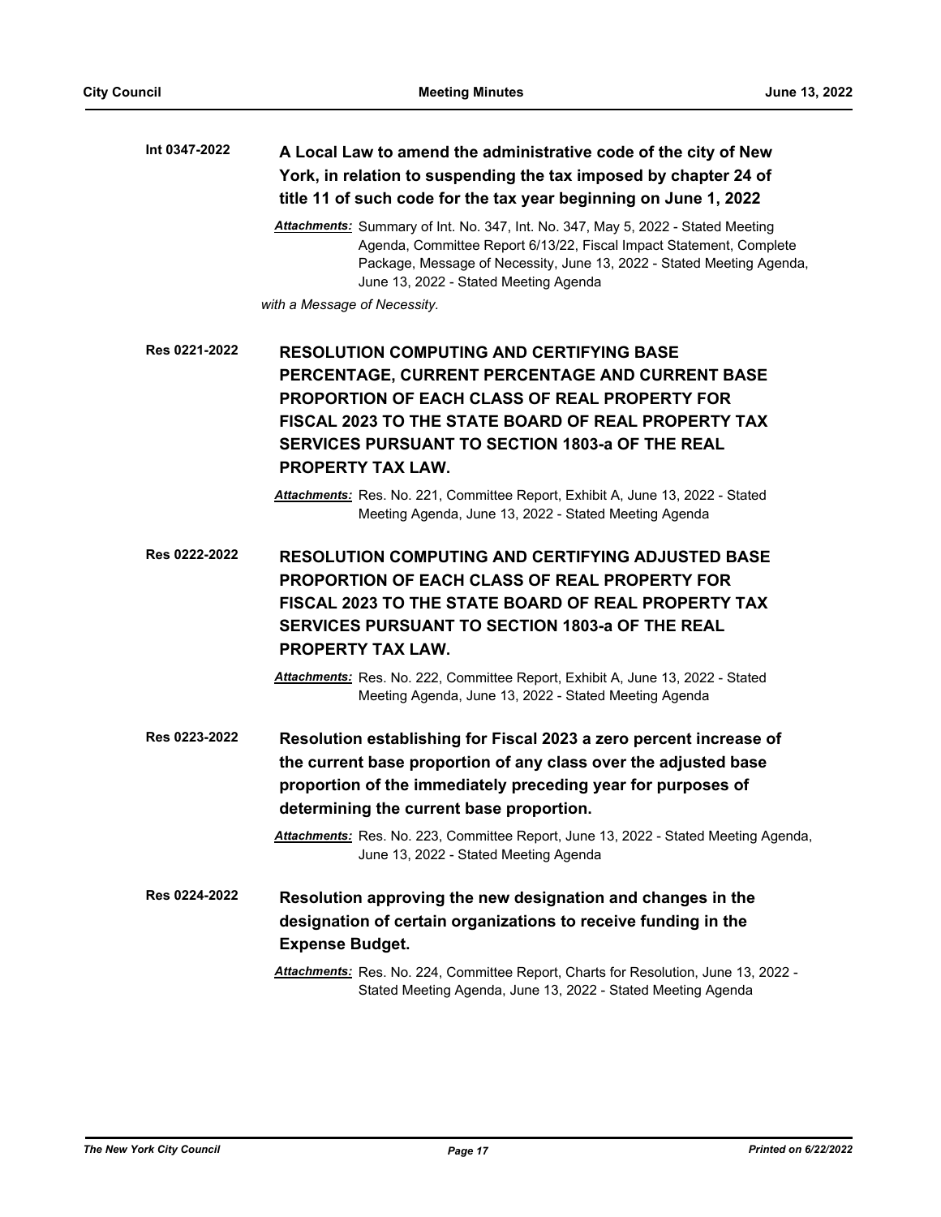**Int 0347-2022** **A Local Law to amend the administrative code of the city of New York, in relation to suspending the tax imposed by chapter 24 of title 11 of such code for the tax year beginning on June 1, 2022**

***Attachments:*** Summary of Int. No. 347, Int. No. 347, May 5, 2022 - Stated Meeting Agenda, Committee Report 6/13/22, Fiscal Impact Statement, Complete Package, Message of Necessity, June 13, 2022 - Stated Meeting Agenda, June 13, 2022 - Stated Meeting Agenda

*with a Message of Necessity.*

**Res 0221-2022** **RESOLUTION COMPUTING AND CERTIFYING BASE PERCENTAGE, CURRENT PERCENTAGE AND CURRENT BASE PROPORTION OF EACH CLASS OF REAL PROPERTY FOR FISCAL 2023 TO THE STATE BOARD OF REAL PROPERTY TAX SERVICES PURSUANT TO SECTION 1803-a OF THE REAL PROPERTY TAX LAW.**

***Attachments:*** Res. No. 221, Committee Report, Exhibit A, June 13, 2022 - Stated Meeting Agenda, June 13, 2022 - Stated Meeting Agenda

**Res 0222-2022** **RESOLUTION COMPUTING AND CERTIFYING ADJUSTED BASE PROPORTION OF EACH CLASS OF REAL PROPERTY FOR FISCAL 2023 TO THE STATE BOARD OF REAL PROPERTY TAX SERVICES PURSUANT TO SECTION 1803-a OF THE REAL PROPERTY TAX LAW.**

***Attachments:*** Res. No. 222, Committee Report, Exhibit A, June 13, 2022 - Stated Meeting Agenda, June 13, 2022 - Stated Meeting Agenda

**Res 0223-2022** **Resolution establishing for Fiscal 2023 a zero percent increase of the current base proportion of any class over the adjusted base proportion of the immediately preceding year for purposes of determining the current base proportion.**

***Attachments:*** Res. No. 223, Committee Report, June 13, 2022 - Stated Meeting Agenda, June 13, 2022 - Stated Meeting Agenda

**Res 0224-2022** **Resolution approving the new designation and changes in the designation of certain organizations to receive funding in the Expense Budget.**

***Attachments:*** Res. No. 224, Committee Report, Charts for Resolution, June 13, 2022 - Stated Meeting Agenda, June 13, 2022 - Stated Meeting Agenda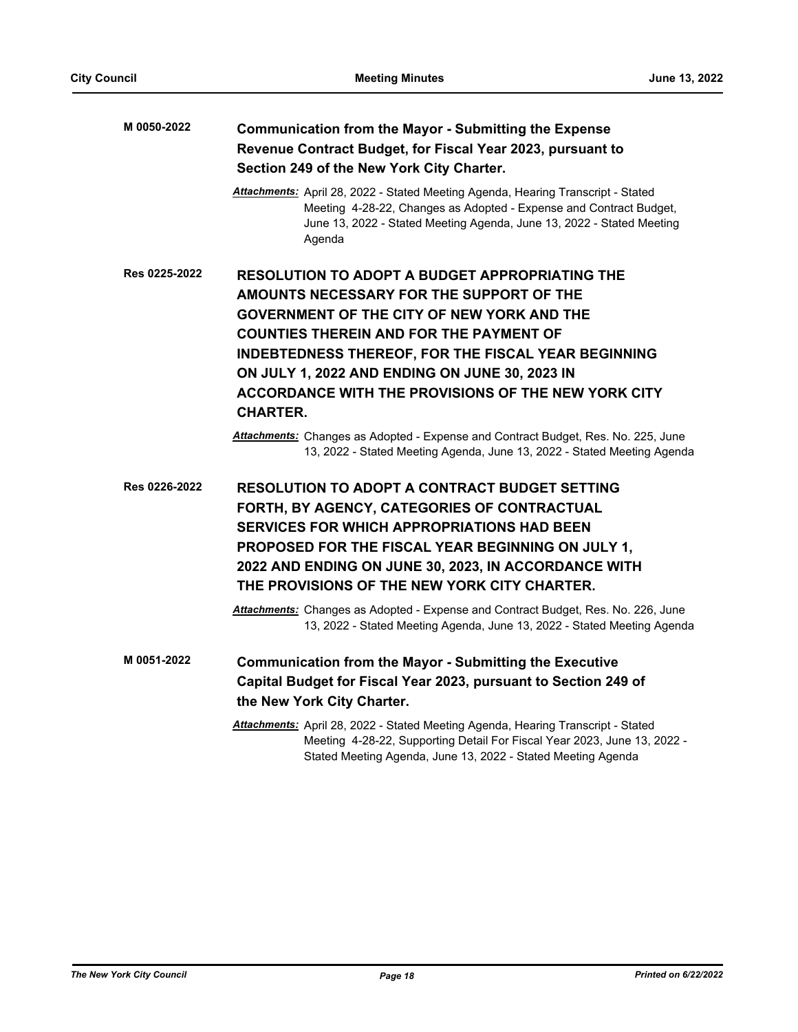**M 0050-2022** **Communication from the Mayor - Submitting the Expense Revenue Contract Budget, for Fiscal Year 2023, pursuant to Section 249 of the New York City Charter.**

*Attachments:* April 28, 2022 - Stated Meeting Agenda, Hearing Transcript - Stated Meeting 4-28-22, Changes as Adopted - Expense and Contract Budget, June 13, 2022 - Stated Meeting Agenda, June 13, 2022 - Stated Meeting Agenda

**Res 0225-2022** **RESOLUTION TO ADOPT A BUDGET APPROPRIATING THE AMOUNTS NECESSARY FOR THE SUPPORT OF THE GOVERNMENT OF THE CITY OF NEW YORK AND THE COUNTIES THEREIN AND FOR THE PAYMENT OF INDEBTEDNESS THEREOF, FOR THE FISCAL YEAR BEGINNING ON JULY 1, 2022 AND ENDING ON JUNE 30, 2023 IN ACCORDANCE WITH THE PROVISIONS OF THE NEW YORK CITY CHARTER.**

*Attachments:* Changes as Adopted - Expense and Contract Budget, Res. No. 225, June 13, 2022 - Stated Meeting Agenda, June 13, 2022 - Stated Meeting Agenda

**Res 0226-2022** **RESOLUTION TO ADOPT A CONTRACT BUDGET SETTING FORTH, BY AGENCY, CATEGORIES OF CONTRACTUAL SERVICES FOR WHICH APPROPRIATIONS HAD BEEN PROPOSED FOR THE FISCAL YEAR BEGINNING ON JULY 1, 2022 AND ENDING ON JUNE 30, 2023, IN ACCORDANCE WITH THE PROVISIONS OF THE NEW YORK CITY CHARTER.**

*Attachments:* Changes as Adopted - Expense and Contract Budget, Res. No. 226, June 13, 2022 - Stated Meeting Agenda, June 13, 2022 - Stated Meeting Agenda

**M 0051-2022** **Communication from the Mayor - Submitting the Executive Capital Budget for Fiscal Year 2023, pursuant to Section 249 of the New York City Charter.**

*Attachments:* April 28, 2022 - Stated Meeting Agenda, Hearing Transcript - Stated Meeting 4-28-22, Supporting Detail For Fiscal Year 2023, June 13, 2022 - Stated Meeting Agenda, June 13, 2022 - Stated Meeting Agenda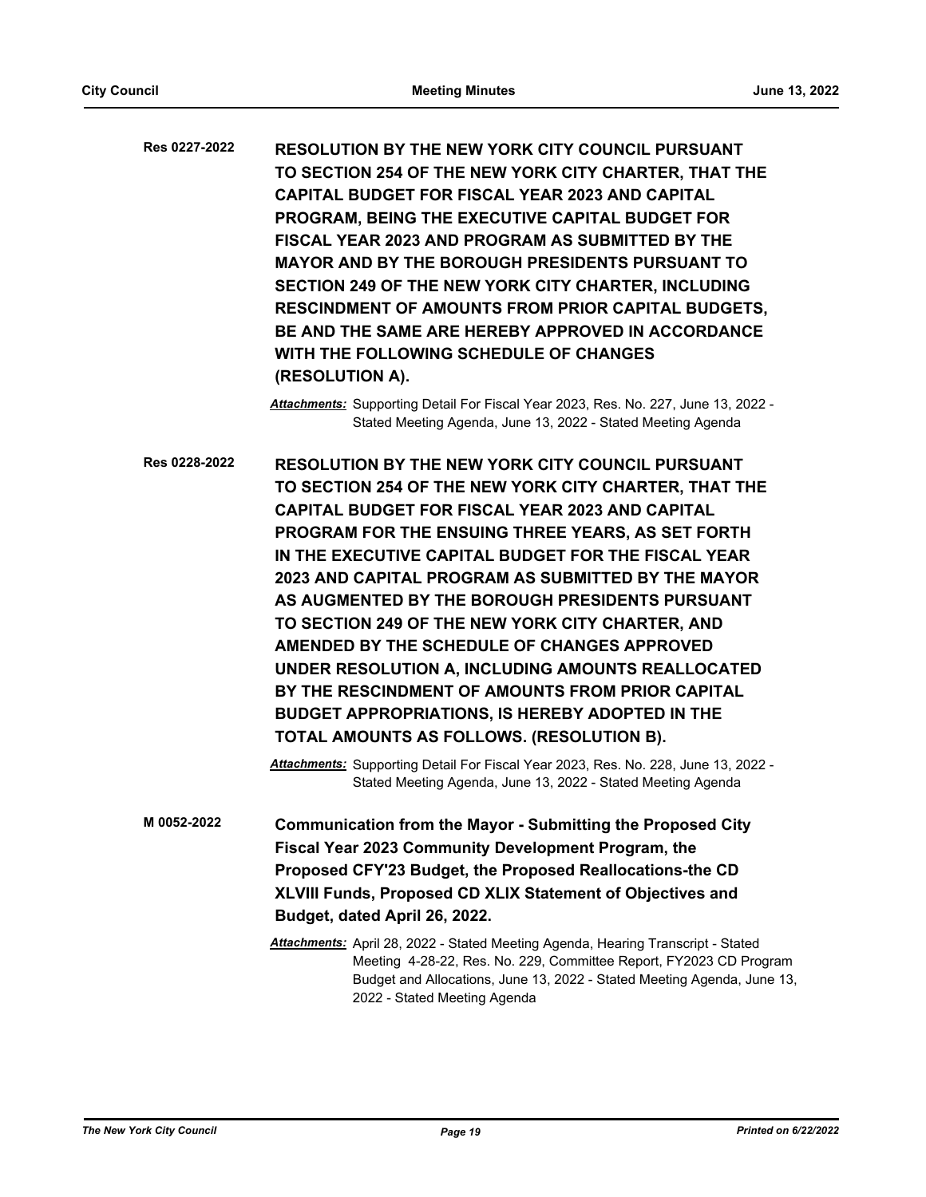**Res 0227-2022** **RESOLUTION BY THE NEW YORK CITY COUNCIL PURSUANT TO SECTION 254 OF THE NEW YORK CITY CHARTER, THAT THE CAPITAL BUDGET FOR FISCAL YEAR 2023 AND CAPITAL PROGRAM, BEING THE EXECUTIVE CAPITAL BUDGET FOR FISCAL YEAR 2023 AND PROGRAM AS SUBMITTED BY THE MAYOR AND BY THE BOROUGH PRESIDENTS PURSUANT TO SECTION 249 OF THE NEW YORK CITY CHARTER, INCLUDING RESCINDMENT OF AMOUNTS FROM PRIOR CAPITAL BUDGETS, BE AND THE SAME ARE HEREBY APPROVED IN ACCORDANCE WITH THE FOLLOWING SCHEDULE OF CHANGES (RESOLUTION A).**

*Attachments:* Supporting Detail For Fiscal Year 2023, Res. No. 227, June 13, 2022 - Stated Meeting Agenda, June 13, 2022 - Stated Meeting Agenda

**Res 0228-2022** **RESOLUTION BY THE NEW YORK CITY COUNCIL PURSUANT TO SECTION 254 OF THE NEW YORK CITY CHARTER, THAT THE CAPITAL BUDGET FOR FISCAL YEAR 2023 AND CAPITAL PROGRAM FOR THE ENSUING THREE YEARS, AS SET FORTH IN THE EXECUTIVE CAPITAL BUDGET FOR THE FISCAL YEAR 2023 AND CAPITAL PROGRAM AS SUBMITTED BY THE MAYOR AS AUGMENTED BY THE BOROUGH PRESIDENTS PURSUANT TO SECTION 249 OF THE NEW YORK CITY CHARTER, AND AMENDED BY THE SCHEDULE OF CHANGES APPROVED UNDER RESOLUTION A, INCLUDING AMOUNTS REALLOCATED BY THE RESCINDMENT OF AMOUNTS FROM PRIOR CAPITAL BUDGET APPROPRIATIONS, IS HEREBY ADOPTED IN THE TOTAL AMOUNTS AS FOLLOWS. (RESOLUTION B).**

*Attachments:* Supporting Detail For Fiscal Year 2023, Res. No. 228, June 13, 2022 - Stated Meeting Agenda, June 13, 2022 - Stated Meeting Agenda

**M 0052-2022** **Communication from the Mayor - Submitting the Proposed City Fiscal Year 2023 Community Development Program, the Proposed CFY'23 Budget, the Proposed Reallocations-the CD XLVIII Funds, Proposed CD XLIX Statement of Objectives and Budget, dated April 26, 2022.**

*Attachments:* April 28, 2022 - Stated Meeting Agenda, Hearing Transcript - Stated Meeting 4-28-22, Res. No. 229, Committee Report, FY2023 CD Program Budget and Allocations, June 13, 2022 - Stated Meeting Agenda, June 13, 2022 - Stated Meeting Agenda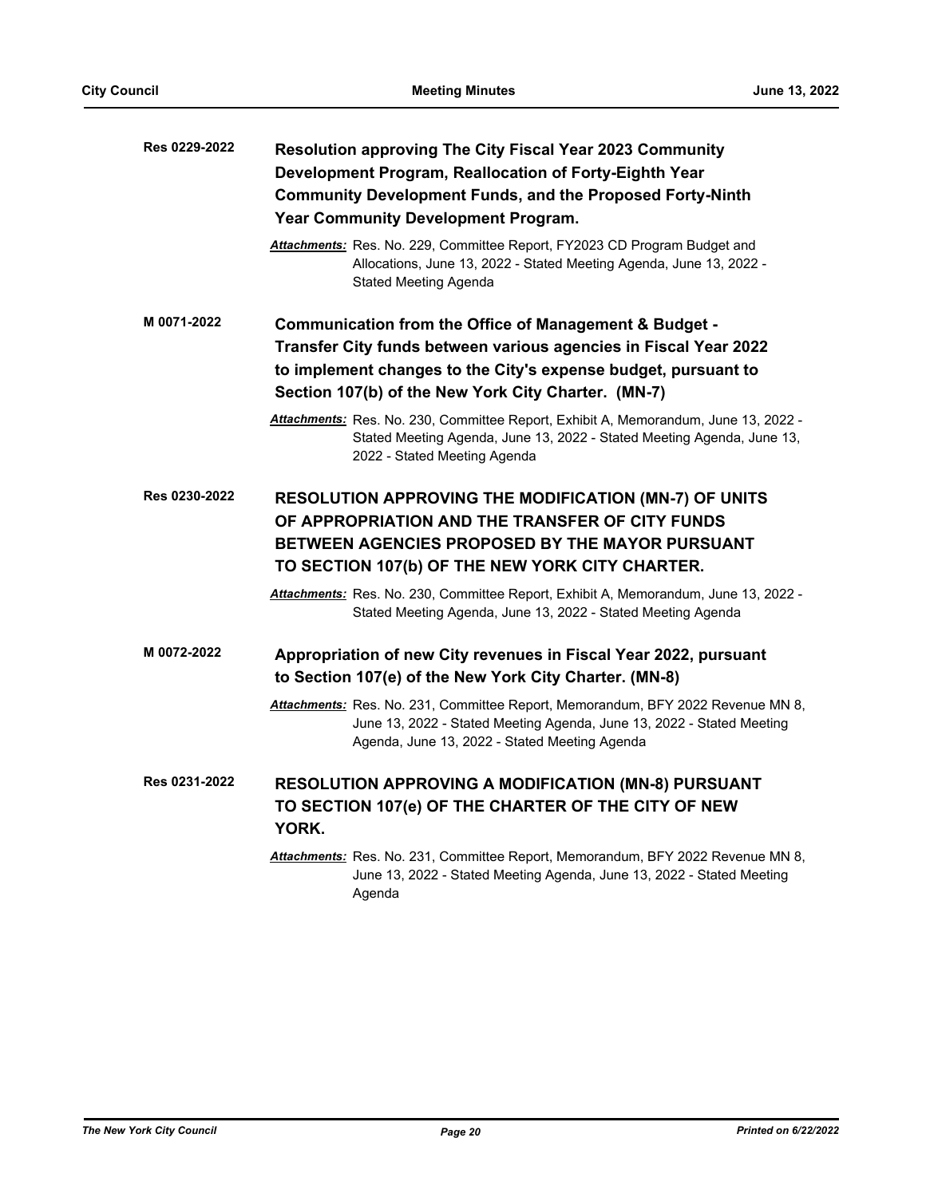**Res 0229-2022** **Resolution approving The City Fiscal Year 2023 Community Development Program, Reallocation of Forty-Eighth Year Community Development Funds, and the Proposed Forty-Ninth Year Community Development Program.**

*Attachments:* Res. No. 229, Committee Report, FY2023 CD Program Budget and Allocations, June 13, 2022 - Stated Meeting Agenda, June 13, 2022 - Stated Meeting Agenda

**M 0071-2022** **Communication from the Office of Management & Budget - Transfer City funds between various agencies in Fiscal Year 2022 to implement changes to the City's expense budget, pursuant to Section 107(b) of the New York City Charter. (MN-7)**

*Attachments:* Res. No. 230, Committee Report, Exhibit A, Memorandum, June 13, 2022 - Stated Meeting Agenda, June 13, 2022 - Stated Meeting Agenda, June 13, 2022 - Stated Meeting Agenda

**Res 0230-2022** **RESOLUTION APPROVING THE MODIFICATION (MN-7) OF UNITS OF APPROPRIATION AND THE TRANSFER OF CITY FUNDS BETWEEN AGENCIES PROPOSED BY THE MAYOR PURSUANT TO SECTION 107(b) OF THE NEW YORK CITY CHARTER.**

*Attachments:* Res. No. 230, Committee Report, Exhibit A, Memorandum, June 13, 2022 - Stated Meeting Agenda, June 13, 2022 - Stated Meeting Agenda

**M 0072-2022** **Appropriation of new City revenues in Fiscal Year 2022, pursuant to Section 107(e) of the New York City Charter. (MN-8)**

*Attachments:* Res. No. 231, Committee Report, Memorandum, BFY 2022 Revenue MN 8, June 13, 2022 - Stated Meeting Agenda, June 13, 2022 - Stated Meeting Agenda, June 13, 2022 - Stated Meeting Agenda

**Res 0231-2022** **RESOLUTION APPROVING A MODIFICATION (MN-8) PURSUANT TO SECTION 107(e) OF THE CHARTER OF THE CITY OF NEW YORK.**

*Attachments:* Res. No. 231, Committee Report, Memorandum, BFY 2022 Revenue MN 8, June 13, 2022 - Stated Meeting Agenda, June 13, 2022 - Stated Meeting Agenda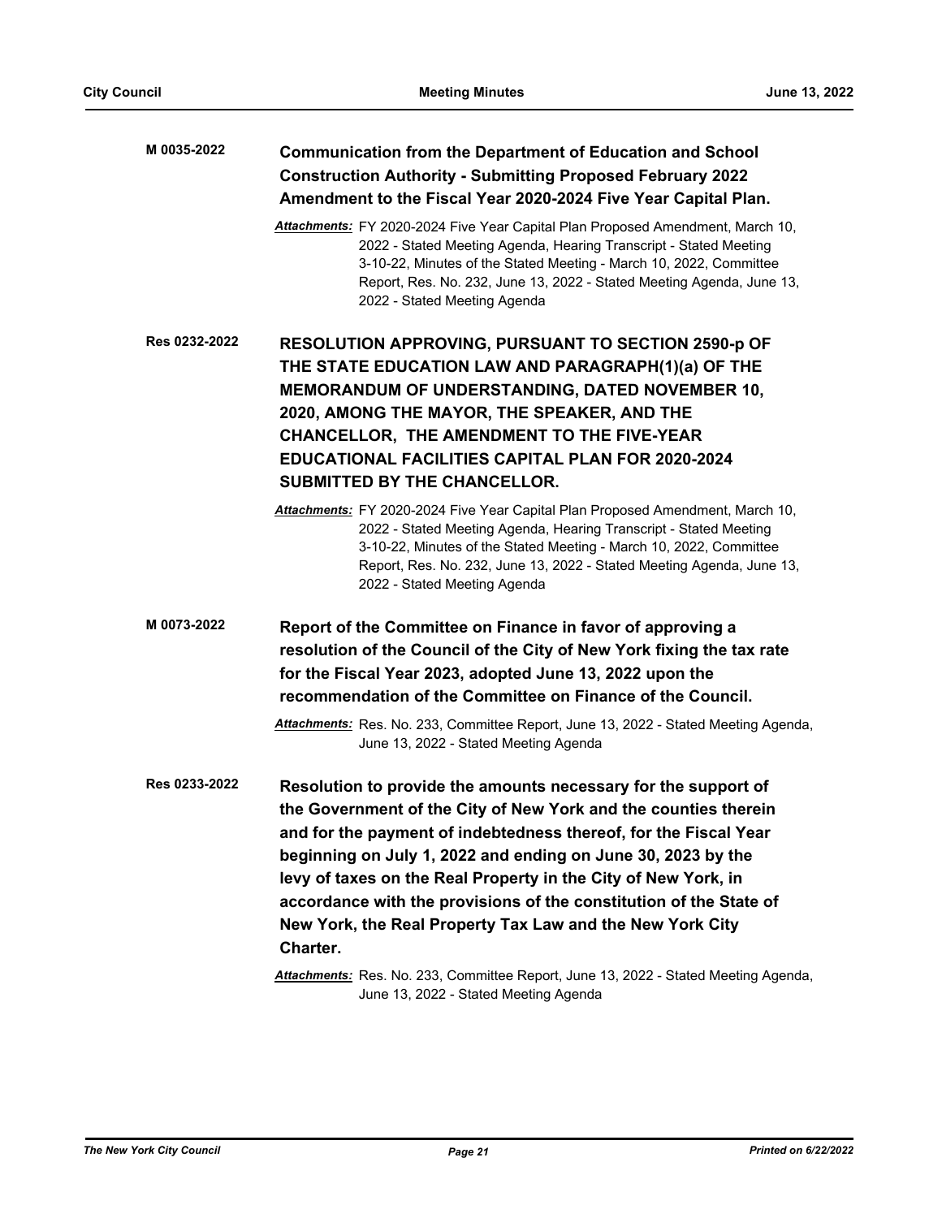**M 0035-2022** **Communication from the Department of Education and School Construction Authority - Submitting Proposed February 2022 Amendment to the Fiscal Year 2020-2024 Five Year Capital Plan.**

*Attachments:* FY 2020-2024 Five Year Capital Plan Proposed Amendment, March 10, 2022 - Stated Meeting Agenda, Hearing Transcript - Stated Meeting 3-10-22, Minutes of the Stated Meeting - March 10, 2022, Committee Report, Res. No. 232, June 13, 2022 - Stated Meeting Agenda, June 13, 2022 - Stated Meeting Agenda

**Res 0232-2022** **RESOLUTION APPROVING, PURSUANT TO SECTION 2590-p OF THE STATE EDUCATION LAW AND PARAGRAPH(1)(a) OF THE MEMORANDUM OF UNDERSTANDING, DATED NOVEMBER 10, 2020, AMONG THE MAYOR, THE SPEAKER, AND THE CHANCELLOR, THE AMENDMENT TO THE FIVE-YEAR EDUCATIONAL FACILITIES CAPITAL PLAN FOR 2020-2024 SUBMITTED BY THE CHANCELLOR.**

*Attachments:* FY 2020-2024 Five Year Capital Plan Proposed Amendment, March 10, 2022 - Stated Meeting Agenda, Hearing Transcript - Stated Meeting 3-10-22, Minutes of the Stated Meeting - March 10, 2022, Committee Report, Res. No. 232, June 13, 2022 - Stated Meeting Agenda, June 13, 2022 - Stated Meeting Agenda

**M 0073-2022** **Report of the Committee on Finance in favor of approving a resolution of the Council of the City of New York fixing the tax rate for the Fiscal Year 2023, adopted June 13, 2022 upon the recommendation of the Committee on Finance of the Council.**

*Attachments:* Res. No. 233, Committee Report, June 13, 2022 - Stated Meeting Agenda, June 13, 2022 - Stated Meeting Agenda

**Res 0233-2022** **Resolution to provide the amounts necessary for the support of the Government of the City of New York and the counties therein and for the payment of indebtedness thereof, for the Fiscal Year beginning on July 1, 2022 and ending on June 30, 2023 by the levy of taxes on the Real Property in the City of New York, in accordance with the provisions of the constitution of the State of New York, the Real Property Tax Law and the New York City Charter.**

*Attachments:* Res. No. 233, Committee Report, June 13, 2022 - Stated Meeting Agenda, June 13, 2022 - Stated Meeting Agenda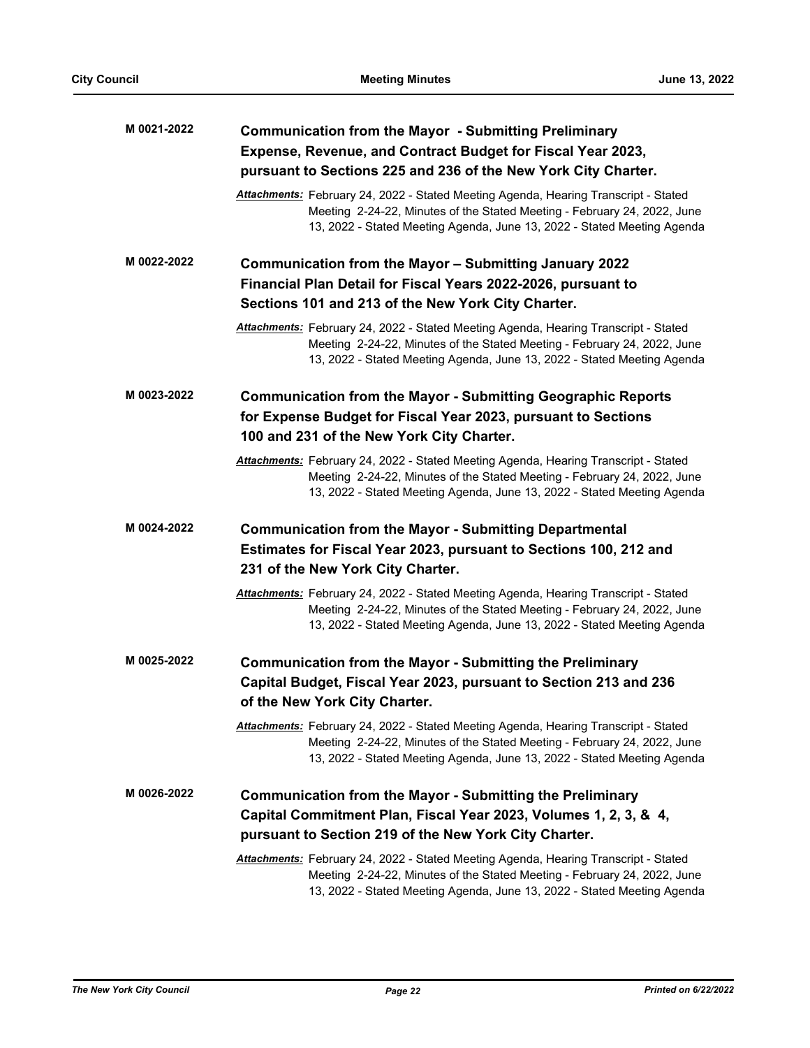**M 0021-2022** **Communication from the Mayor - Submitting Preliminary Expense, Revenue, and Contract Budget for Fiscal Year 2023, pursuant to Sections 225 and 236 of the New York City Charter.**

*Attachments:* February 24, 2022 - Stated Meeting Agenda, Hearing Transcript - Stated Meeting 2-24-22, Minutes of the Stated Meeting - February 24, 2022, June 13, 2022 - Stated Meeting Agenda, June 13, 2022 - Stated Meeting Agenda

**M 0022-2022** **Communication from the Mayor – Submitting January 2022 Financial Plan Detail for Fiscal Years 2022-2026, pursuant to Sections 101 and 213 of the New York City Charter.**

*Attachments:* February 24, 2022 - Stated Meeting Agenda, Hearing Transcript - Stated Meeting 2-24-22, Minutes of the Stated Meeting - February 24, 2022, June 13, 2022 - Stated Meeting Agenda, June 13, 2022 - Stated Meeting Agenda

**M 0023-2022** **Communication from the Mayor - Submitting Geographic Reports for Expense Budget for Fiscal Year 2023, pursuant to Sections 100 and 231 of the New York City Charter.**

*Attachments:* February 24, 2022 - Stated Meeting Agenda, Hearing Transcript - Stated Meeting 2-24-22, Minutes of the Stated Meeting - February 24, 2022, June 13, 2022 - Stated Meeting Agenda, June 13, 2022 - Stated Meeting Agenda

**M 0024-2022** **Communication from the Mayor - Submitting Departmental Estimates for Fiscal Year 2023, pursuant to Sections 100, 212 and 231 of the New York City Charter.**

*Attachments:* February 24, 2022 - Stated Meeting Agenda, Hearing Transcript - Stated Meeting 2-24-22, Minutes of the Stated Meeting - February 24, 2022, June 13, 2022 - Stated Meeting Agenda, June 13, 2022 - Stated Meeting Agenda

**M 0025-2022** **Communication from the Mayor - Submitting the Preliminary Capital Budget, Fiscal Year 2023, pursuant to Section 213 and 236 of the New York City Charter.**

*Attachments:* February 24, 2022 - Stated Meeting Agenda, Hearing Transcript - Stated Meeting 2-24-22, Minutes of the Stated Meeting - February 24, 2022, June 13, 2022 - Stated Meeting Agenda, June 13, 2022 - Stated Meeting Agenda

**M 0026-2022** **Communication from the Mayor - Submitting the Preliminary Capital Commitment Plan, Fiscal Year 2023, Volumes 1, 2, 3, & 4, pursuant to Section 219 of the New York City Charter.**

*Attachments:* February 24, 2022 - Stated Meeting Agenda, Hearing Transcript - Stated Meeting 2-24-22, Minutes of the Stated Meeting - February 24, 2022, June 13, 2022 - Stated Meeting Agenda, June 13, 2022 - Stated Meeting Agenda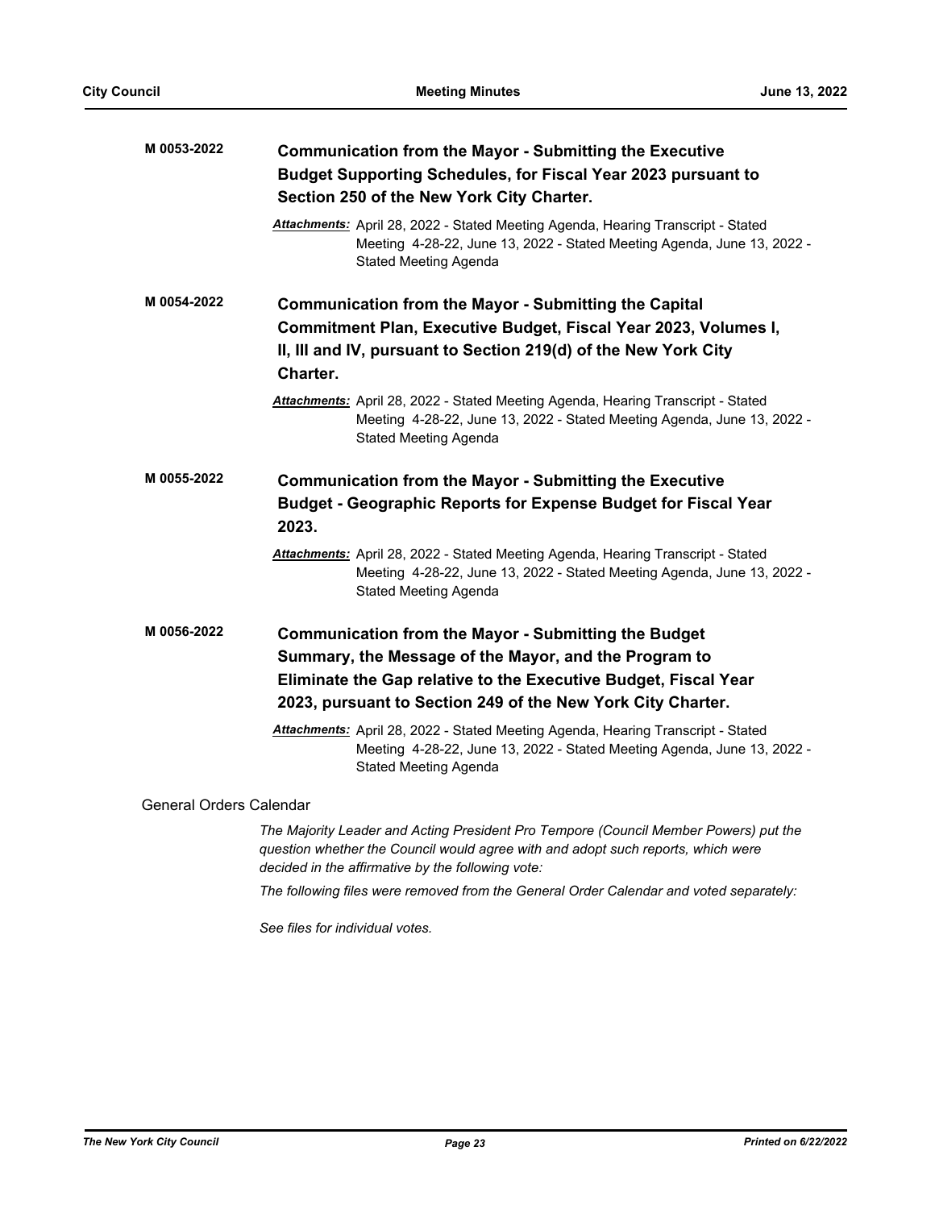**M 0053-2022** **Communication from the Mayor - Submitting the Executive Budget Supporting Schedules, for Fiscal Year 2023 pursuant to Section 250 of the New York City Charter.**

*Attachments:* April 28, 2022 - Stated Meeting Agenda, Hearing Transcript - Stated Meeting 4-28-22, June 13, 2022 - Stated Meeting Agenda, June 13, 2022 - Stated Meeting Agenda

**M 0054-2022** **Communication from the Mayor - Submitting the Capital Commitment Plan, Executive Budget, Fiscal Year 2023, Volumes I, II, III and IV, pursuant to Section 219(d) of the New York City Charter.**

*Attachments:* April 28, 2022 - Stated Meeting Agenda, Hearing Transcript - Stated Meeting 4-28-22, June 13, 2022 - Stated Meeting Agenda, June 13, 2022 - Stated Meeting Agenda

**M 0055-2022** **Communication from the Mayor - Submitting the Executive Budget - Geographic Reports for Expense Budget for Fiscal Year 2023.**

*Attachments:* April 28, 2022 - Stated Meeting Agenda, Hearing Transcript - Stated Meeting 4-28-22, June 13, 2022 - Stated Meeting Agenda, June 13, 2022 - Stated Meeting Agenda

**M 0056-2022** **Communication from the Mayor - Submitting the Budget Summary, the Message of the Mayor, and the Program to Eliminate the Gap relative to the Executive Budget, Fiscal Year 2023, pursuant to Section 249 of the New York City Charter.**

*Attachments:* April 28, 2022 - Stated Meeting Agenda, Hearing Transcript - Stated Meeting 4-28-22, June 13, 2022 - Stated Meeting Agenda, June 13, 2022 - Stated Meeting Agenda

General Orders Calendar

*The Majority Leader and Acting President Pro Tempore (Council Member Powers) put the question whether the Council would agree with and adopt such reports, which were decided in the affirmative by the following vote:*

*The following files were removed from the General Order Calendar and voted separately:*

*See files for individual votes.*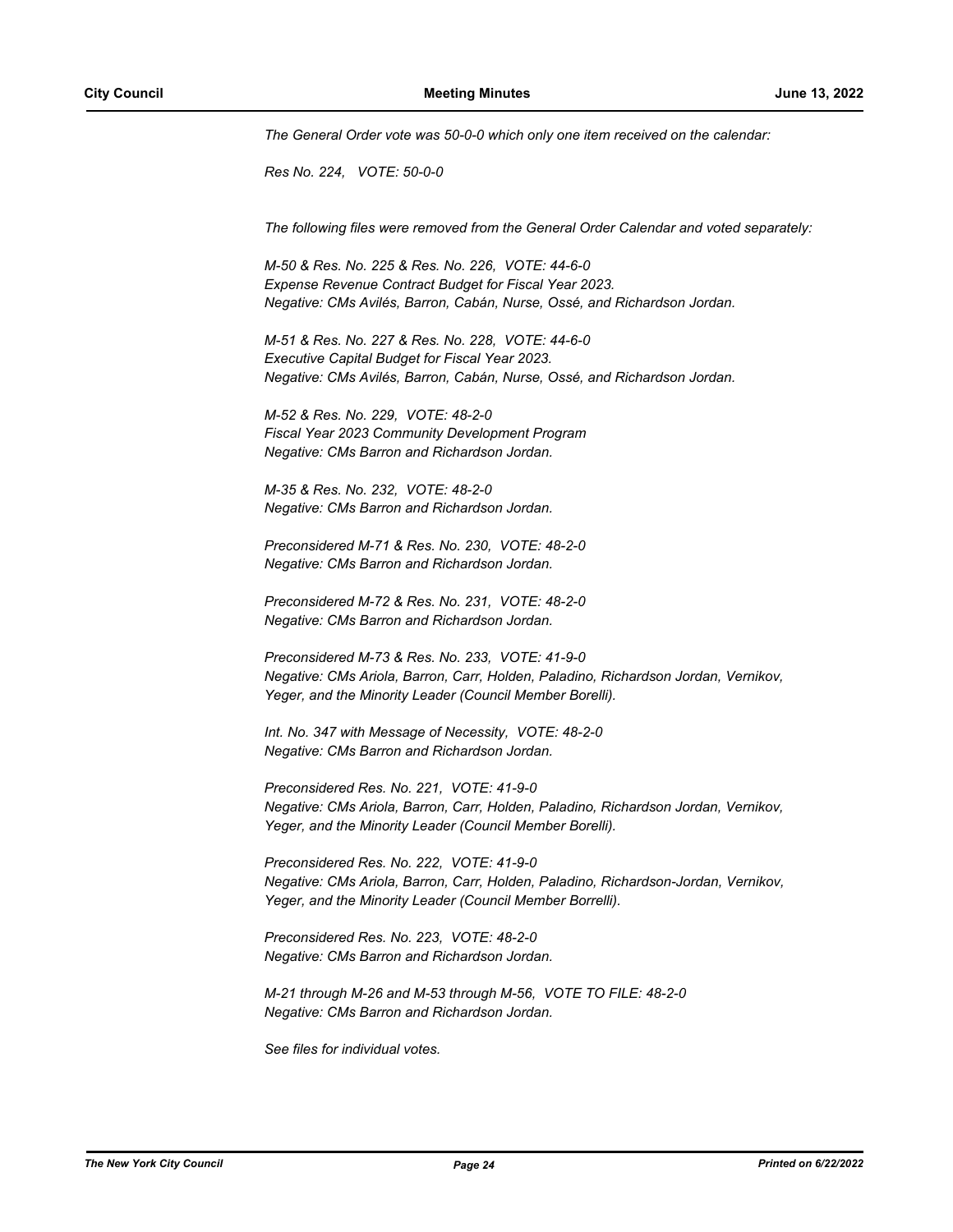*The General Order vote was 50-0-0 which only one item received on the calendar:*

*Res No. 224, VOTE: 50-0-0*

*The following files were removed from the General Order Calendar and voted separately:*

*M-50 & Res. No. 225 & Res. No. 226, VOTE: 44-6-0*
*Expense Revenue Contract Budget for Fiscal Year 2023.*
*Negative: CMs Avilés, Barron, Cabán, Nurse, Ossé, and Richardson Jordan.*

*M-51 & Res. No. 227 & Res. No. 228, VOTE: 44-6-0*
*Executive Capital Budget for Fiscal Year 2023.*
*Negative: CMs Avilés, Barron, Cabán, Nurse, Ossé, and Richardson Jordan.*

*M-52 & Res. No. 229, VOTE: 48-2-0*
*Fiscal Year 2023 Community Development Program*
*Negative: CMs Barron and Richardson Jordan.*

*M-35 & Res. No. 232, VOTE: 48-2-0*
*Negative: CMs Barron and Richardson Jordan.*

*Preconsidered M-71 & Res. No. 230, VOTE: 48-2-0*
*Negative: CMs Barron and Richardson Jordan.*

*Preconsidered M-72 & Res. No. 231, VOTE: 48-2-0*
*Negative: CMs Barron and Richardson Jordan.*

*Preconsidered M-73 & Res. No. 233, VOTE: 41-9-0*
*Negative: CMs Ariola, Barron, Carr, Holden, Paladino, Richardson Jordan, Vernikov, Yeger, and the Minority Leader (Council Member Borelli).*

*Int. No. 347 with Message of Necessity, VOTE: 48-2-0*
*Negative: CMs Barron and Richardson Jordan.*

*Preconsidered Res. No. 221, VOTE: 41-9-0*
*Negative: CMs Ariola, Barron, Carr, Holden, Paladino, Richardson Jordan, Vernikov, Yeger, and the Minority Leader (Council Member Borelli).*

*Preconsidered Res. No. 222, VOTE: 41-9-0*
*Negative: CMs Ariola, Barron, Carr, Holden, Paladino, Richardson-Jordan, Vernikov, Yeger, and the Minority Leader (Council Member Borrelli).*

*Preconsidered Res. No. 223, VOTE: 48-2-0*
*Negative: CMs Barron and Richardson Jordan.*

*M-21 through M-26 and M-53 through M-56, VOTE TO FILE: 48-2-0*
*Negative: CMs Barron and Richardson Jordan.*

*See files for individual votes.*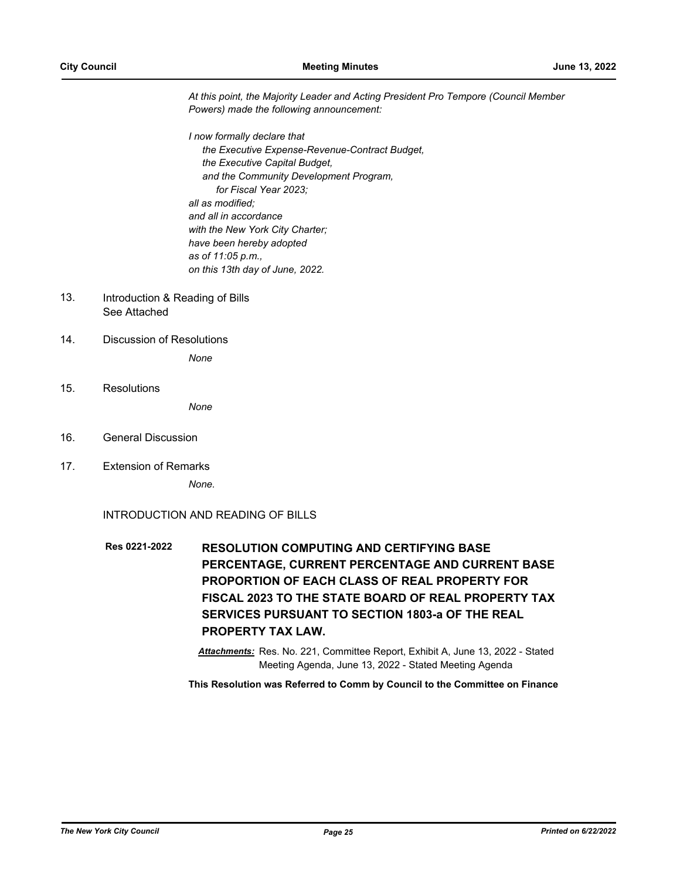*At this point, the Majority Leader and Acting President Pro Tempore (Council Member Powers) made the following announcement:*

*I now formally declare that*
*the Executive Expense-Revenue-Contract Budget,*
*the Executive Capital Budget,*
*and the Community Development Program,*
*for Fiscal Year 2023;*
*all as modified;*
*and all in accordance*
*with the New York City Charter;*
*have been hereby adopted*
*as of 11:05 p.m.,*
*on this 13th day of June, 2022.*

13. Introduction & Reading of Bills
    See Attached

14. Discussion of Resolutions

    *None*

15. Resolutions

    *None*

16. General Discussion

17. Extension of Remarks

    *None.*

INTRODUCTION AND READING OF BILLS

**Res 0221-2022** **RESOLUTION COMPUTING AND CERTIFYING BASE PERCENTAGE, CURRENT PERCENTAGE AND CURRENT BASE PROPORTION OF EACH CLASS OF REAL PROPERTY FOR FISCAL 2023 TO THE STATE BOARD OF REAL PROPERTY TAX SERVICES PURSUANT TO SECTION 1803-a OF THE REAL PROPERTY TAX LAW.**

***Attachments:*** Res. No. 221, Committee Report, Exhibit A, June 13, 2022 - Stated Meeting Agenda, June 13, 2022 - Stated Meeting Agenda

**This Resolution was Referred to Comm by Council to the Committee on Finance**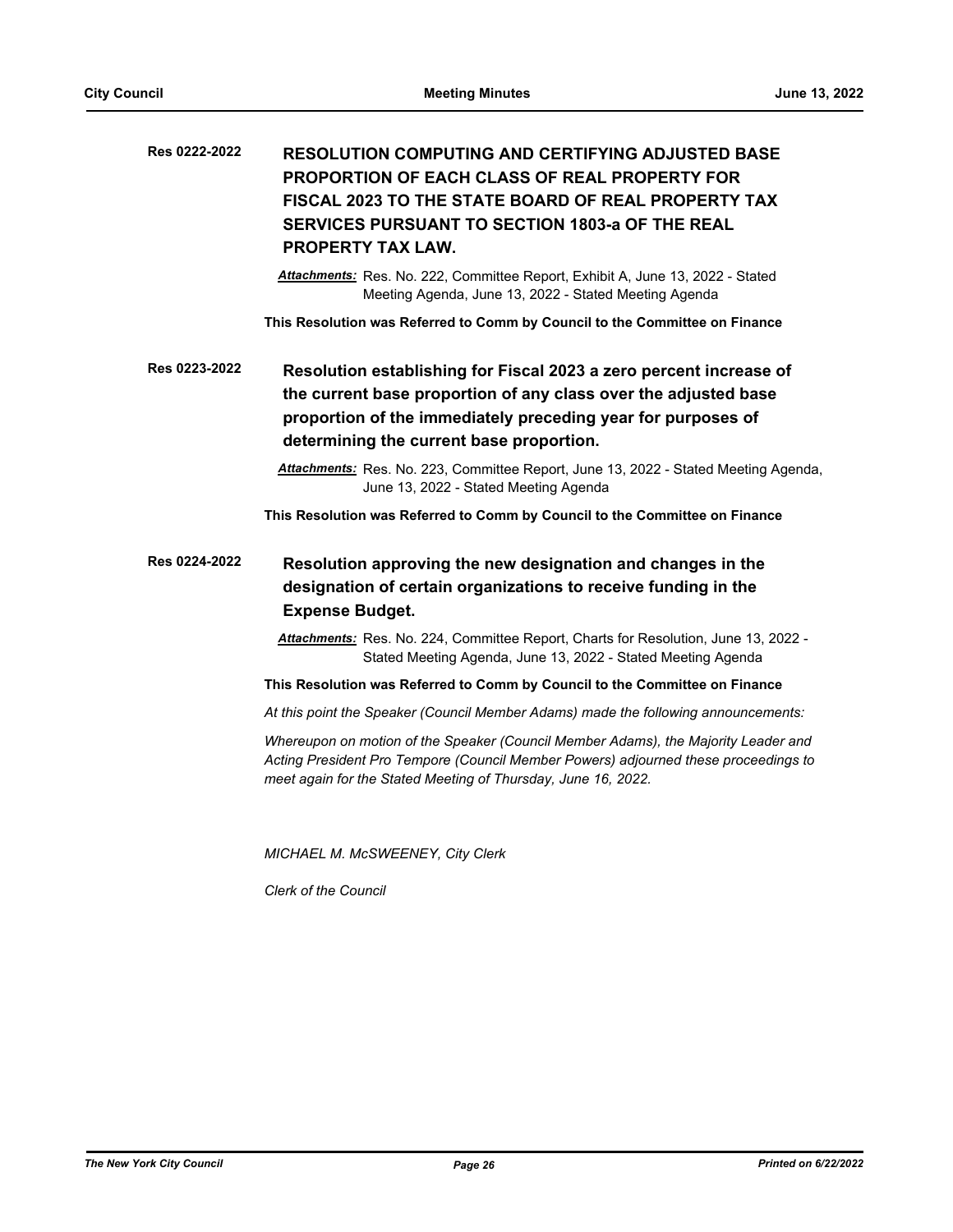**Res 0222-2022** **RESOLUTION COMPUTING AND CERTIFYING ADJUSTED BASE PROPORTION OF EACH CLASS OF REAL PROPERTY FOR FISCAL 2023 TO THE STATE BOARD OF REAL PROPERTY TAX SERVICES PURSUANT TO SECTION 1803-a OF THE REAL PROPERTY TAX LAW.**

***Attachments:*** Res. No. 222, Committee Report, Exhibit A, June 13, 2022 - Stated Meeting Agenda, June 13, 2022 - Stated Meeting Agenda

**This Resolution was Referred to Comm by Council to the Committee on Finance**

**Res 0223-2022** **Resolution establishing for Fiscal 2023 a zero percent increase of the current base proportion of any class over the adjusted base proportion of the immediately preceding year for purposes of determining the current base proportion.**

***Attachments:*** Res. No. 223, Committee Report, June 13, 2022 - Stated Meeting Agenda, June 13, 2022 - Stated Meeting Agenda

**This Resolution was Referred to Comm by Council to the Committee on Finance**

**Res 0224-2022** **Resolution approving the new designation and changes in the designation of certain organizations to receive funding in the Expense Budget.**

***Attachments:*** Res. No. 224, Committee Report, Charts for Resolution, June 13, 2022 - Stated Meeting Agenda, June 13, 2022 - Stated Meeting Agenda

**This Resolution was Referred to Comm by Council to the Committee on Finance**

*At this point the Speaker (Council Member Adams) made the following announcements:*

*Whereupon on motion of the Speaker (Council Member Adams), the Majority Leader and Acting President Pro Tempore (Council Member Powers) adjourned these proceedings to meet again for the Stated Meeting of Thursday, June 16, 2022.*

*MICHAEL M. McSWEENEY, City Clerk*

*Clerk of the Council*